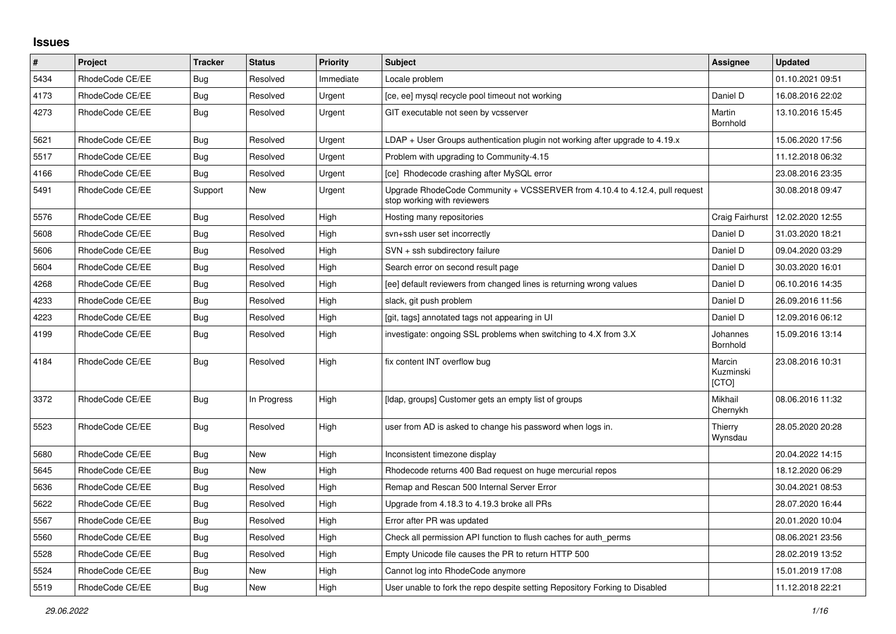# Issues

| # | Project | Tracker | Status | Priority | Subject | Assignee | Updated |
|---|---|---|---|---|---|---|---|
| 5434 | RhodeCode CE/EE | Bug | Resolved | Immediate | Locale problem | | 01.10.2021 09:51 |
| 4173 | RhodeCode CE/EE | Bug | Resolved | Urgent | [ce, ee] mysql recycle pool timeout not working | Daniel D | 16.08.2016 22:02 |
| 4273 | RhodeCode CE/EE | Bug | Resolved | Urgent | GIT executable not seen by vcsserver | Martin Bornhold | 13.10.2016 15:45 |
| 5621 | RhodeCode CE/EE | Bug | Resolved | Urgent | LDAP + User Groups authentication plugin not working after upgrade to 4.19.x | | 15.06.2020 17:56 |
| 5517 | RhodeCode CE/EE | Bug | Resolved | Urgent | Problem with upgrading to Community-4.15 | | 11.12.2018 06:32 |
| 4166 | RhodeCode CE/EE | Bug | Resolved | Urgent | [ce] Rhodecode crashing after MySQL error | | 23.08.2016 23:35 |
| 5491 | RhodeCode CE/EE | Support | New | Urgent | Upgrade RhodeCode Community + VCSSERVER from 4.10.4 to 4.12.4, pull request stop working with reviewers | | 30.08.2018 09:47 |
| 5576 | RhodeCode CE/EE | Bug | Resolved | High | Hosting many repositories | Craig Fairhurst | 12.02.2020 12:55 |
| 5608 | RhodeCode CE/EE | Bug | Resolved | High | svn+ssh user set incorrectly | Daniel D | 31.03.2020 18:21 |
| 5606 | RhodeCode CE/EE | Bug | Resolved | High | SVN + ssh subdirectory failure | Daniel D | 09.04.2020 03:29 |
| 5604 | RhodeCode CE/EE | Bug | Resolved | High | Search error on second result page | Daniel D | 30.03.2020 16:01 |
| 4268 | RhodeCode CE/EE | Bug | Resolved | High | [ee] default reviewers from changed lines is returning wrong values | Daniel D | 06.10.2016 14:35 |
| 4233 | RhodeCode CE/EE | Bug | Resolved | High | slack, git push problem | Daniel D | 26.09.2016 11:56 |
| 4223 | RhodeCode CE/EE | Bug | Resolved | High | [git, tags] annotated tags not appearing in UI | Daniel D | 12.09.2016 06:12 |
| 4199 | RhodeCode CE/EE | Bug | Resolved | High | investigate: ongoing SSL problems when switching to 4.X from 3.X | Johannes Bornhold | 15.09.2016 13:14 |
| 4184 | RhodeCode CE/EE | Bug | Resolved | High | fix content INT overflow bug | Marcin Kuzminski [CTO] | 23.08.2016 10:31 |
| 3372 | RhodeCode CE/EE | Bug | In Progress | High | [ldap, groups] Customer gets an empty list of groups | Mikhail Chernykh | 08.06.2016 11:32 |
| 5523 | RhodeCode CE/EE | Bug | Resolved | High | user from AD is asked to change his password when logs in. | Thierry Wynsdau | 28.05.2020 20:28 |
| 5680 | RhodeCode CE/EE | Bug | New | High | Inconsistent timezone display | | 20.04.2022 14:15 |
| 5645 | RhodeCode CE/EE | Bug | New | High | Rhodecode returns 400 Bad request on huge mercurial repos | | 18.12.2020 06:29 |
| 5636 | RhodeCode CE/EE | Bug | Resolved | High | Remap and Rescan 500 Internal Server Error | | 30.04.2021 08:53 |
| 5622 | RhodeCode CE/EE | Bug | Resolved | High | Upgrade from 4.18.3 to 4.19.3 broke all PRs | | 28.07.2020 16:44 |
| 5567 | RhodeCode CE/EE | Bug | Resolved | High | Error after PR was updated | | 20.01.2020 10:04 |
| 5560 | RhodeCode CE/EE | Bug | Resolved | High | Check all permission API function to flush caches for auth_perms | | 08.06.2021 23:56 |
| 5528 | RhodeCode CE/EE | Bug | Resolved | High | Empty Unicode file causes the PR to return HTTP 500 | | 28.02.2019 13:52 |
| 5524 | RhodeCode CE/EE | Bug | New | High | Cannot log into RhodeCode anymore | | 15.01.2019 17:08 |
| 5519 | RhodeCode CE/EE | Bug | New | High | User unable to fork the repo despite setting Repository Forking to Disabled | | 11.12.2018 22:21 |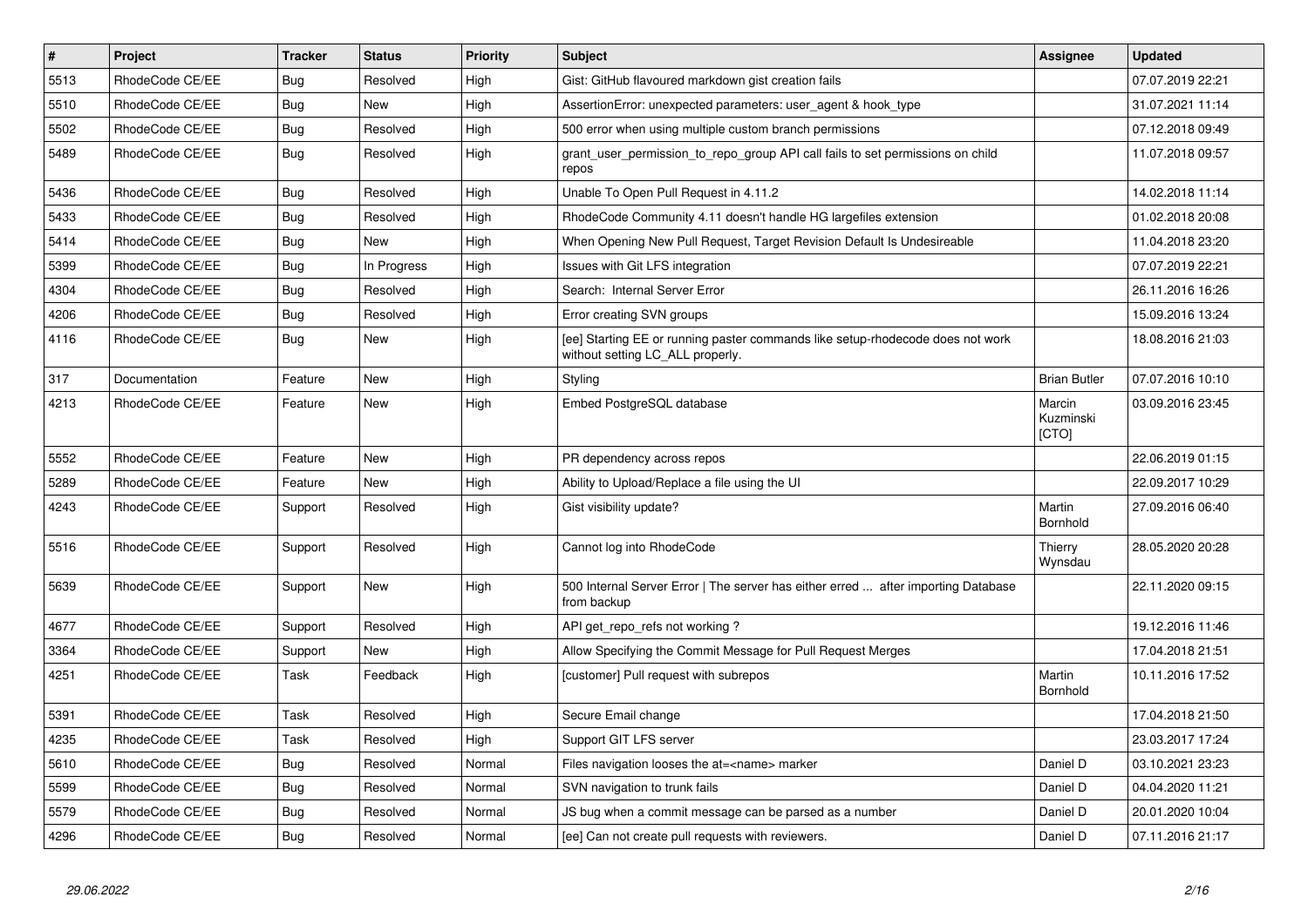| # | Project | Tracker | Status | Priority | Subject | Assignee | Updated |
|---|---|---|---|---|---|---|---|
| 5513 | RhodeCode CE/EE | Bug | Resolved | High | Gist: GitHub flavoured markdown gist creation fails | | 07.07.2019 22:21 |
| 5510 | RhodeCode CE/EE | Bug | New | High | AssertionError: unexpected parameters: user_agent & hook_type | | 31.07.2021 11:14 |
| 5502 | RhodeCode CE/EE | Bug | Resolved | High | 500 error when using multiple custom branch permissions | | 07.12.2018 09:49 |
| 5489 | RhodeCode CE/EE | Bug | Resolved | High | grant_user_permission_to_repo_group API call fails to set permissions on child repos | | 11.07.2018 09:57 |
| 5436 | RhodeCode CE/EE | Bug | Resolved | High | Unable To Open Pull Request in 4.11.2 | | 14.02.2018 11:14 |
| 5433 | RhodeCode CE/EE | Bug | Resolved | High | RhodeCode Community 4.11 doesn't handle HG largefiles extension | | 01.02.2018 20:08 |
| 5414 | RhodeCode CE/EE | Bug | New | High | When Opening New Pull Request, Target Revision Default Is Undesireable | | 11.04.2018 23:20 |
| 5399 | RhodeCode CE/EE | Bug | In Progress | High | Issues with Git LFS integration | | 07.07.2019 22:21 |
| 4304 | RhodeCode CE/EE | Bug | Resolved | High | Search: Internal Server Error | | 26.11.2016 16:26 |
| 4206 | RhodeCode CE/EE | Bug | Resolved | High | Error creating SVN groups | | 15.09.2016 13:24 |
| 4116 | RhodeCode CE/EE | Bug | New | High | [ee] Starting EE or running paster commands like setup-rhodecode does not work without setting LC_ALL properly. | | 18.08.2016 21:03 |
| 317 | Documentation | Feature | New | High | Styling | Brian Butler | 07.07.2016 10:10 |
| 4213 | RhodeCode CE/EE | Feature | New | High | Embed PostgreSQL database | Marcin Kuzminski [CTO] | 03.09.2016 23:45 |
| 5552 | RhodeCode CE/EE | Feature | New | High | PR dependency across repos | | 22.06.2019 01:15 |
| 5289 | RhodeCode CE/EE | Feature | New | High | Ability to Upload/Replace a file using the UI | | 22.09.2017 10:29 |
| 4243 | RhodeCode CE/EE | Support | Resolved | High | Gist visibility update? | Martin Bornhold | 27.09.2016 06:40 |
| 5516 | RhodeCode CE/EE | Support | Resolved | High | Cannot log into RhodeCode | Thierry Wynsdau | 28.05.2020 20:28 |
| 5639 | RhodeCode CE/EE | Support | New | High | 500 Internal Server Error \| The server has either erred ... after importing Database from backup | | 22.11.2020 09:15 |
| 4677 | RhodeCode CE/EE | Support | Resolved | High | API get_repo_refs not working ? | | 19.12.2016 11:46 |
| 3364 | RhodeCode CE/EE | Support | New | High | Allow Specifying the Commit Message for Pull Request Merges | | 17.04.2018 21:51 |
| 4251 | RhodeCode CE/EE | Task | Feedback | High | [customer] Pull request with subrepos | Martin Bornhold | 10.11.2016 17:52 |
| 5391 | RhodeCode CE/EE | Task | Resolved | High | Secure Email change | | 17.04.2018 21:50 |
| 4235 | RhodeCode CE/EE | Task | Resolved | High | Support GIT LFS server | | 23.03.2017 17:24 |
| 5610 | RhodeCode CE/EE | Bug | Resolved | Normal | Files navigation looses the at=<name> marker | Daniel D | 03.10.2021 23:23 |
| 5599 | RhodeCode CE/EE | Bug | Resolved | Normal | SVN navigation to trunk fails | Daniel D | 04.04.2020 11:21 |
| 5579 | RhodeCode CE/EE | Bug | Resolved | Normal | JS bug when a commit message can be parsed as a number | Daniel D | 20.01.2020 10:04 |
| 4296 | RhodeCode CE/EE | Bug | Resolved | Normal | [ee] Can not create pull requests with reviewers. | Daniel D | 07.11.2016 21:17 |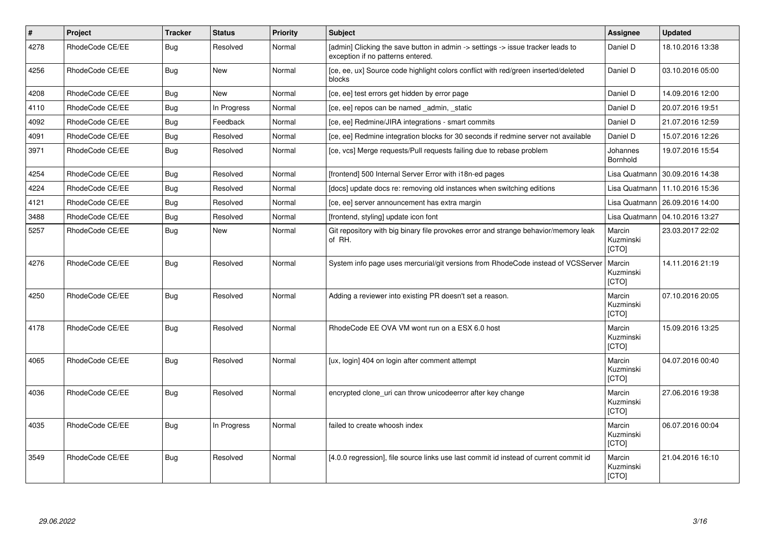| # | Project | Tracker | Status | Priority | Subject | Assignee | Updated |
|---|---|---|---|---|---|---|---|
| 4278 | RhodeCode CE/EE | Bug | Resolved | Normal | [admin] Clicking the save button in admin -> settings -> issue tracker leads to exception if no patterns entered. | Daniel D | 18.10.2016 13:38 |
| 4256 | RhodeCode CE/EE | Bug | New | Normal | [ce, ee, ux] Source code highlight colors conflict with red/green inserted/deleted blocks | Daniel D | 03.10.2016 05:00 |
| 4208 | RhodeCode CE/EE | Bug | New | Normal | [ce, ee] test errors get hidden by error page | Daniel D | 14.09.2016 12:00 |
| 4110 | RhodeCode CE/EE | Bug | In Progress | Normal | [ce, ee] repos can be named _admin, _static | Daniel D | 20.07.2016 19:51 |
| 4092 | RhodeCode CE/EE | Bug | Feedback | Normal | [ce, ee] Redmine/JIRA integrations - smart commits | Daniel D | 21.07.2016 12:59 |
| 4091 | RhodeCode CE/EE | Bug | Resolved | Normal | [ce, ee] Redmine integration blocks for 30 seconds if redmine server not available | Daniel D | 15.07.2016 12:26 |
| 3971 | RhodeCode CE/EE | Bug | Resolved | Normal | [ce, vcs] Merge requests/Pull requests failing due to rebase problem | Johannes Bornhold | 19.07.2016 15:54 |
| 4254 | RhodeCode CE/EE | Bug | Resolved | Normal | [frontend] 500 Internal Server Error with i18n-ed pages | Lisa Quatmann | 30.09.2016 14:38 |
| 4224 | RhodeCode CE/EE | Bug | Resolved | Normal | [docs] update docs re: removing old instances when switching editions | Lisa Quatmann | 11.10.2016 15:36 |
| 4121 | RhodeCode CE/EE | Bug | Resolved | Normal | [ce, ee] server announcement has extra margin | Lisa Quatmann | 26.09.2016 14:00 |
| 3488 | RhodeCode CE/EE | Bug | Resolved | Normal | [frontend, styling] update icon font | Lisa Quatmann | 04.10.2016 13:27 |
| 5257 | RhodeCode CE/EE | Bug | New | Normal | Git repository with big binary file provokes error and strange behavior/memory leak of RH. | Marcin Kuzminski [CTO] | 23.03.2017 22:02 |
| 4276 | RhodeCode CE/EE | Bug | Resolved | Normal | System info page uses mercurial/git versions from RhodeCode instead of VCSServer | Marcin Kuzminski [CTO] | 14.11.2016 21:19 |
| 4250 | RhodeCode CE/EE | Bug | Resolved | Normal | Adding a reviewer into existing PR doesn't set a reason. | Marcin Kuzminski [CTO] | 07.10.2016 20:05 |
| 4178 | RhodeCode CE/EE | Bug | Resolved | Normal | RhodeCode EE OVA VM wont run on a ESX 6.0 host | Marcin Kuzminski [CTO] | 15.09.2016 13:25 |
| 4065 | RhodeCode CE/EE | Bug | Resolved | Normal | [ux, login] 404 on login after comment attempt | Marcin Kuzminski [CTO] | 04.07.2016 00:40 |
| 4036 | RhodeCode CE/EE | Bug | Resolved | Normal | encrypted clone_uri can throw unicodeerror after key change | Marcin Kuzminski [CTO] | 27.06.2016 19:38 |
| 4035 | RhodeCode CE/EE | Bug | In Progress | Normal | failed to create whoosh index | Marcin Kuzminski [CTO] | 06.07.2016 00:04 |
| 3549 | RhodeCode CE/EE | Bug | Resolved | Normal | [4.0.0 regression], file source links use last commit id instead of current commit id | Marcin Kuzminski [CTO] | 21.04.2016 16:10 |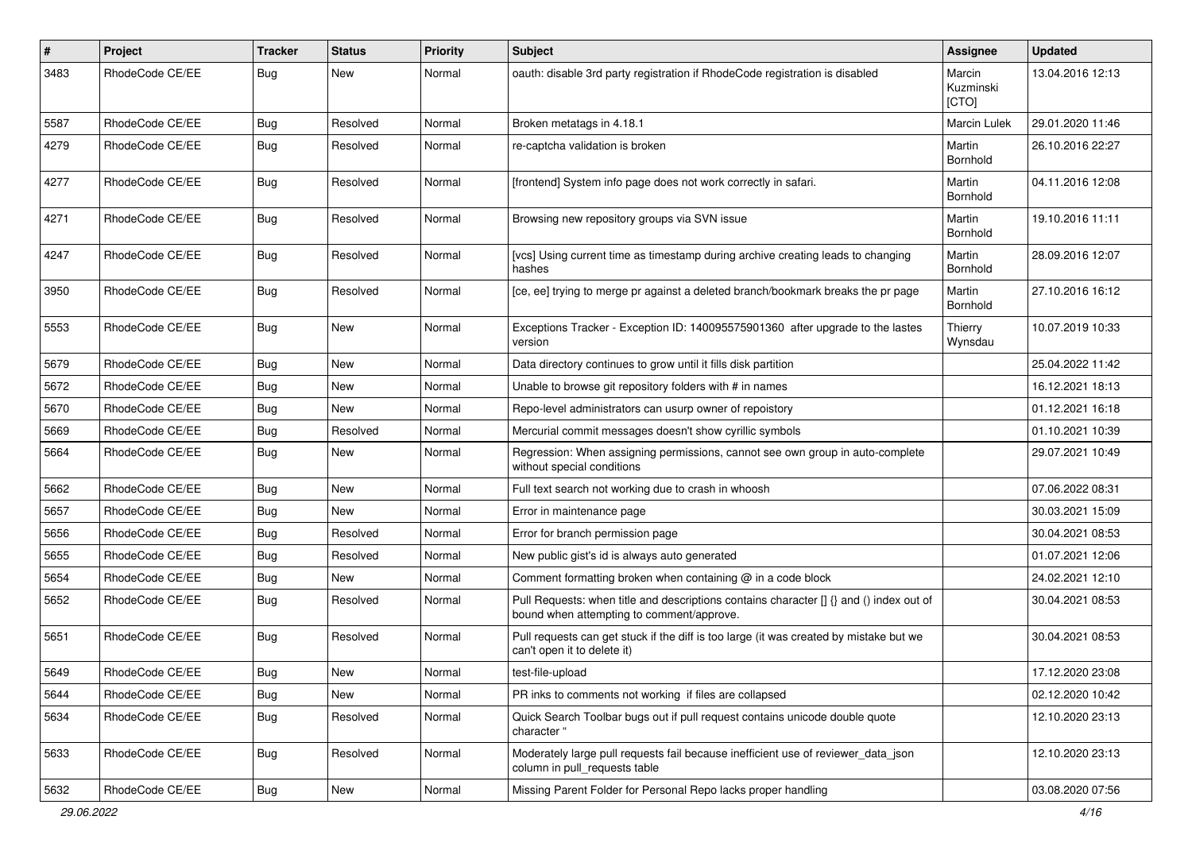| # | Project | Tracker | Status | Priority | Subject | Assignee | Updated |
|---|---|---|---|---|---|---|---|
| 3483 | RhodeCode CE/EE | Bug | New | Normal | oauth: disable 3rd party registration if RhodeCode registration is disabled | Marcin Kuzminski [CTO] | 13.04.2016 12:13 |
| 5587 | RhodeCode CE/EE | Bug | Resolved | Normal | Broken metatags in 4.18.1 | Marcin Lulek | 29.01.2020 11:46 |
| 4279 | RhodeCode CE/EE | Bug | Resolved | Normal | re-captcha validation is broken | Martin Bornhold | 26.10.2016 22:27 |
| 4277 | RhodeCode CE/EE | Bug | Resolved | Normal | [frontend] System info page does not work correctly in safari. | Martin Bornhold | 04.11.2016 12:08 |
| 4271 | RhodeCode CE/EE | Bug | Resolved | Normal | Browsing new repository groups via SVN issue | Martin Bornhold | 19.10.2016 11:11 |
| 4247 | RhodeCode CE/EE | Bug | Resolved | Normal | [vcs] Using current time as timestamp during archive creating leads to changing hashes | Martin Bornhold | 28.09.2016 12:07 |
| 3950 | RhodeCode CE/EE | Bug | Resolved | Normal | [ce, ee] trying to merge pr against a deleted branch/bookmark breaks the pr page | Martin Bornhold | 27.10.2016 16:12 |
| 5553 | RhodeCode CE/EE | Bug | New | Normal | Exceptions Tracker - Exception ID: 140095575901360 after upgrade to the lastes version | Thierry Wynsdau | 10.07.2019 10:33 |
| 5679 | RhodeCode CE/EE | Bug | New | Normal | Data directory continues to grow until it fills disk partition | | 25.04.2022 11:42 |
| 5672 | RhodeCode CE/EE | Bug | New | Normal | Unable to browse git repository folders with # in names | | 16.12.2021 18:13 |
| 5670 | RhodeCode CE/EE | Bug | New | Normal | Repo-level administrators can usurp owner of repoistory | | 01.12.2021 16:18 |
| 5669 | RhodeCode CE/EE | Bug | Resolved | Normal | Mercurial commit messages doesn't show cyrillic symbols | | 01.10.2021 10:39 |
| 5664 | RhodeCode CE/EE | Bug | New | Normal | Regression: When assigning permissions, cannot see own group in auto-complete without special conditions | | 29.07.2021 10:49 |
| 5662 | RhodeCode CE/EE | Bug | New | Normal | Full text search not working due to crash in whoosh | | 07.06.2022 08:31 |
| 5657 | RhodeCode CE/EE | Bug | New | Normal | Error in maintenance page | | 30.03.2021 15:09 |
| 5656 | RhodeCode CE/EE | Bug | Resolved | Normal | Error for branch permission page | | 30.04.2021 08:53 |
| 5655 | RhodeCode CE/EE | Bug | Resolved | Normal | New public gist's id is always auto generated | | 01.07.2021 12:06 |
| 5654 | RhodeCode CE/EE | Bug | New | Normal | Comment formatting broken when containing @ in a code block | | 24.02.2021 12:10 |
| 5652 | RhodeCode CE/EE | Bug | Resolved | Normal | Pull Requests: when title and descriptions contains character [] {} and () index out of bound when attempting to comment/approve. | | 30.04.2021 08:53 |
| 5651 | RhodeCode CE/EE | Bug | Resolved | Normal | Pull requests can get stuck if the diff is too large (it was created by mistake but we can't open it to delete it) | | 30.04.2021 08:53 |
| 5649 | RhodeCode CE/EE | Bug | New | Normal | test-file-upload | | 17.12.2020 23:08 |
| 5644 | RhodeCode CE/EE | Bug | New | Normal | PR inks to comments not working if files are collapsed | | 02.12.2020 10:42 |
| 5634 | RhodeCode CE/EE | Bug | Resolved | Normal | Quick Search Toolbar bugs out if pull request contains unicode double quote character " | | 12.10.2020 23:13 |
| 5633 | RhodeCode CE/EE | Bug | Resolved | Normal | Moderately large pull requests fail because inefficient use of reviewer_data_json column in pull_requests table | | 12.10.2020 23:13 |
| 5632 | RhodeCode CE/EE | Bug | New | Normal | Missing Parent Folder for Personal Repo lacks proper handling | | 03.08.2020 07:56 |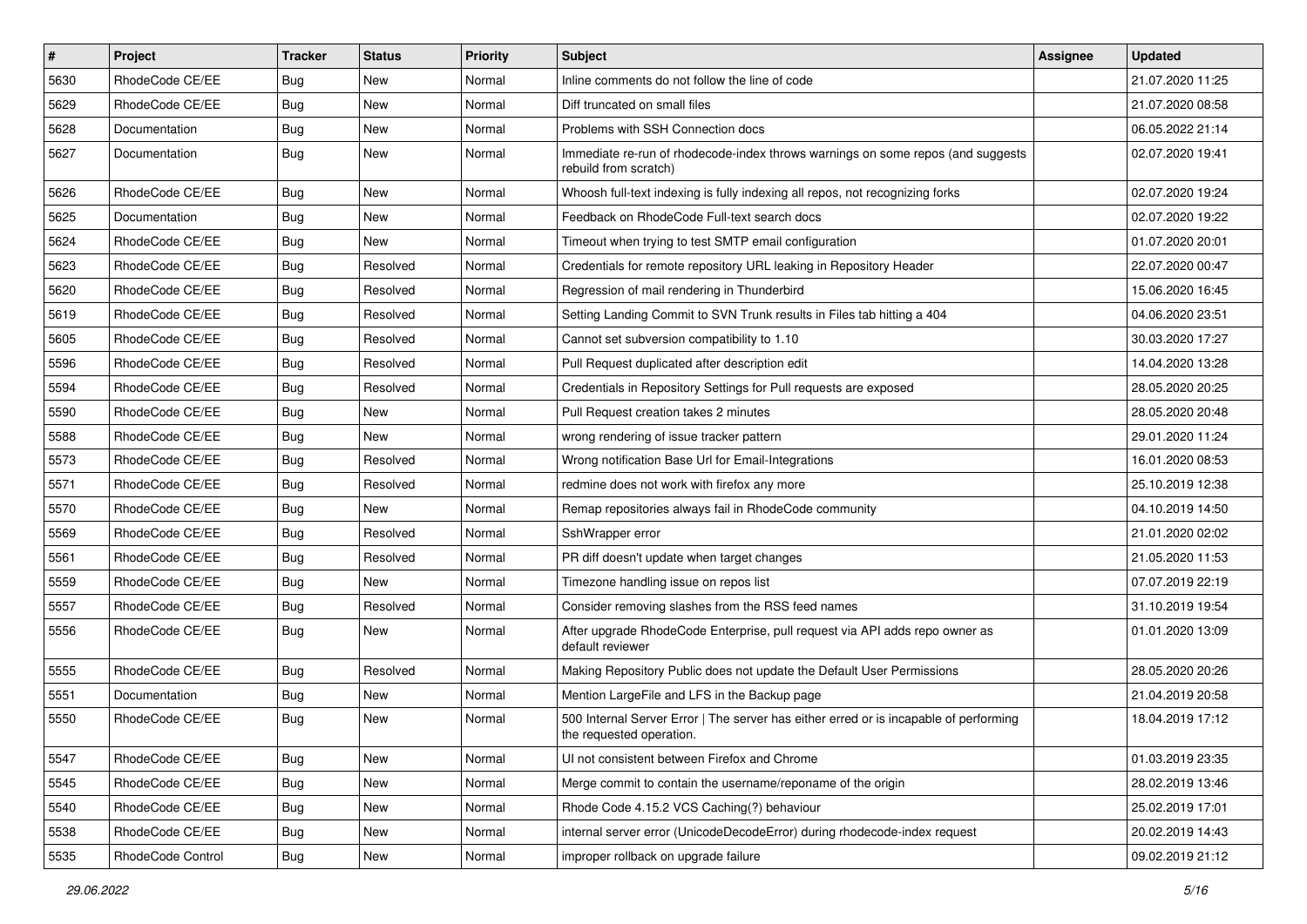| # | Project | Tracker | Status | Priority | Subject | Assignee | Updated |
|---|---|---|---|---|---|---|---|
| 5630 | RhodeCode CE/EE | Bug | New | Normal | Inline comments do not follow the line of code | | 21.07.2020 11:25 |
| 5629 | RhodeCode CE/EE | Bug | New | Normal | Diff truncated on small files | | 21.07.2020 08:58 |
| 5628 | Documentation | Bug | New | Normal | Problems with SSH Connection docs | | 06.05.2022 21:14 |
| 5627 | Documentation | Bug | New | Normal | Immediate re-run of rhodecode-index throws warnings on some repos (and suggests rebuild from scratch) | | 02.07.2020 19:41 |
| 5626 | RhodeCode CE/EE | Bug | New | Normal | Whoosh full-text indexing is fully indexing all repos, not recognizing forks | | 02.07.2020 19:24 |
| 5625 | Documentation | Bug | New | Normal | Feedback on RhodeCode Full-text search docs | | 02.07.2020 19:22 |
| 5624 | RhodeCode CE/EE | Bug | New | Normal | Timeout when trying to test SMTP email configuration | | 01.07.2020 20:01 |
| 5623 | RhodeCode CE/EE | Bug | Resolved | Normal | Credentials for remote repository URL leaking in Repository Header | | 22.07.2020 00:47 |
| 5620 | RhodeCode CE/EE | Bug | Resolved | Normal | Regression of mail rendering in Thunderbird | | 15.06.2020 16:45 |
| 5619 | RhodeCode CE/EE | Bug | Resolved | Normal | Setting Landing Commit to SVN Trunk results in Files tab hitting a 404 | | 04.06.2020 23:51 |
| 5605 | RhodeCode CE/EE | Bug | Resolved | Normal | Cannot set subversion compatibility to 1.10 | | 30.03.2020 17:27 |
| 5596 | RhodeCode CE/EE | Bug | Resolved | Normal | Pull Request duplicated after description edit | | 14.04.2020 13:28 |
| 5594 | RhodeCode CE/EE | Bug | Resolved | Normal | Credentials in Repository Settings for Pull requests are exposed | | 28.05.2020 20:25 |
| 5590 | RhodeCode CE/EE | Bug | New | Normal | Pull Request creation takes 2 minutes | | 28.05.2020 20:48 |
| 5588 | RhodeCode CE/EE | Bug | New | Normal | wrong rendering of issue tracker pattern | | 29.01.2020 11:24 |
| 5573 | RhodeCode CE/EE | Bug | Resolved | Normal | Wrong notification Base Url for Email-Integrations | | 16.01.2020 08:53 |
| 5571 | RhodeCode CE/EE | Bug | Resolved | Normal | redmine does not work with firefox any more | | 25.10.2019 12:38 |
| 5570 | RhodeCode CE/EE | Bug | New | Normal | Remap repositories always fail in RhodeCode community | | 04.10.2019 14:50 |
| 5569 | RhodeCode CE/EE | Bug | Resolved | Normal | SshWrapper error | | 21.01.2020 02:02 |
| 5561 | RhodeCode CE/EE | Bug | Resolved | Normal | PR diff doesn't update when target changes | | 21.05.2020 11:53 |
| 5559 | RhodeCode CE/EE | Bug | New | Normal | Timezone handling issue on repos list | | 07.07.2019 22:19 |
| 5557 | RhodeCode CE/EE | Bug | Resolved | Normal | Consider removing slashes from the RSS feed names | | 31.10.2019 19:54 |
| 5556 | RhodeCode CE/EE | Bug | New | Normal | After upgrade RhodeCode Enterprise, pull request via API adds repo owner as default reviewer | | 01.01.2020 13:09 |
| 5555 | RhodeCode CE/EE | Bug | Resolved | Normal | Making Repository Public does not update the Default User Permissions | | 28.05.2020 20:26 |
| 5551 | Documentation | Bug | New | Normal | Mention LargeFile and LFS in the Backup page | | 21.04.2019 20:58 |
| 5550 | RhodeCode CE/EE | Bug | New | Normal | 500 Internal Server Error \| The server has either erred or is incapable of performing the requested operation. | | 18.04.2019 17:12 |
| 5547 | RhodeCode CE/EE | Bug | New | Normal | UI not consistent between Firefox and Chrome | | 01.03.2019 23:35 |
| 5545 | RhodeCode CE/EE | Bug | New | Normal | Merge commit to contain the username/reponame of the origin | | 28.02.2019 13:46 |
| 5540 | RhodeCode CE/EE | Bug | New | Normal | Rhode Code 4.15.2 VCS Caching(?) behaviour | | 25.02.2019 17:01 |
| 5538 | RhodeCode CE/EE | Bug | New | Normal | internal server error (UnicodeDecodeError) during rhodecode-index request | | 20.02.2019 14:43 |
| 5535 | RhodeCode Control | Bug | New | Normal | improper rollback on upgrade failure | | 09.02.2019 21:12 |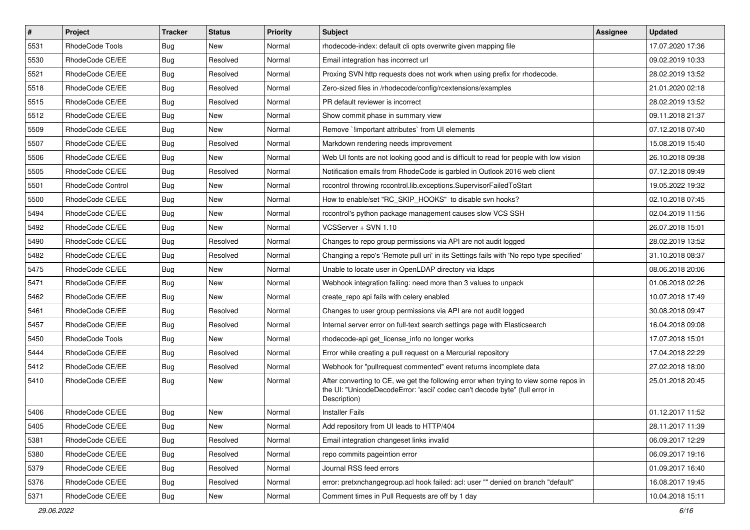| # | Project | Tracker | Status | Priority | Subject | Assignee | Updated |
|---|---|---|---|---|---|---|---|
| 5531 | RhodeCode Tools | Bug | New | Normal | rhodecode-index: default cli opts overwrite given mapping file | | 17.07.2020 17:36 |
| 5530 | RhodeCode CE/EE | Bug | Resolved | Normal | Email integration has incorrect url | | 09.02.2019 10:33 |
| 5521 | RhodeCode CE/EE | Bug | Resolved | Normal | Proxing SVN http requests does not work when using prefix for rhodecode. | | 28.02.2019 13:52 |
| 5518 | RhodeCode CE/EE | Bug | Resolved | Normal | Zero-sized files in /rhodecode/config/rcextensions/examples | | 21.01.2020 02:18 |
| 5515 | RhodeCode CE/EE | Bug | Resolved | Normal | PR default reviewer is incorrect | | 28.02.2019 13:52 |
| 5512 | RhodeCode CE/EE | Bug | New | Normal | Show commit phase in summary view | | 09.11.2018 21:37 |
| 5509 | RhodeCode CE/EE | Bug | New | Normal | Remove `!important attributes` from UI elements | | 07.12.2018 07:40 |
| 5507 | RhodeCode CE/EE | Bug | Resolved | Normal | Markdown rendering needs improvement | | 15.08.2019 15:40 |
| 5506 | RhodeCode CE/EE | Bug | New | Normal | Web UI fonts are not looking good and is difficult to read for people with low vision | | 26.10.2018 09:38 |
| 5505 | RhodeCode CE/EE | Bug | Resolved | Normal | Notification emails from RhodeCode is garbled in Outlook 2016 web client | | 07.12.2018 09:49 |
| 5501 | RhodeCode Control | Bug | New | Normal | rccontrol throwing rccontrol.lib.exceptions.SupervisorFailedToStart | | 19.05.2022 19:32 |
| 5500 | RhodeCode CE/EE | Bug | New | Normal | How to enable/set "RC_SKIP_HOOKS" to disable svn hooks? | | 02.10.2018 07:45 |
| 5494 | RhodeCode CE/EE | Bug | New | Normal | rccontrol's python package management causes slow VCS SSH | | 02.04.2019 11:56 |
| 5492 | RhodeCode CE/EE | Bug | New | Normal | VCSServer + SVN 1.10 | | 26.07.2018 15:01 |
| 5490 | RhodeCode CE/EE | Bug | Resolved | Normal | Changes to repo group permissions via API are not audit logged | | 28.02.2019 13:52 |
| 5482 | RhodeCode CE/EE | Bug | Resolved | Normal | Changing a repo's 'Remote pull uri' in its Settings fails with 'No repo type specified' | | 31.10.2018 08:37 |
| 5475 | RhodeCode CE/EE | Bug | New | Normal | Unable to locate user in OpenLDAP directory via ldaps | | 08.06.2018 20:06 |
| 5471 | RhodeCode CE/EE | Bug | New | Normal | Webhook integration failing: need more than 3 values to unpack | | 01.06.2018 02:26 |
| 5462 | RhodeCode CE/EE | Bug | New | Normal | create_repo api fails with celery enabled | | 10.07.2018 17:49 |
| 5461 | RhodeCode CE/EE | Bug | Resolved | Normal | Changes to user group permissions via API are not audit logged | | 30.08.2018 09:47 |
| 5457 | RhodeCode CE/EE | Bug | Resolved | Normal | Internal server error on full-text search settings page with Elasticsearch | | 16.04.2018 09:08 |
| 5450 | RhodeCode Tools | Bug | New | Normal | rhodecode-api get_license_info no longer works | | 17.07.2018 15:01 |
| 5444 | RhodeCode CE/EE | Bug | Resolved | Normal | Error while creating a pull request on a Mercurial repository | | 17.04.2018 22:29 |
| 5412 | RhodeCode CE/EE | Bug | Resolved | Normal | Webhook for "pullrequest commented" event returns incomplete data | | 27.02.2018 18:00 |
| 5410 | RhodeCode CE/EE | Bug | New | Normal | After converting to CE, we get the following error when trying to view some repos in the UI: "UnicodeDecodeError: 'ascii' codec can't decode byte" (full error in Description) | | 25.01.2018 20:45 |
| 5406 | RhodeCode CE/EE | Bug | New | Normal | Installer Fails | | 01.12.2017 11:52 |
| 5405 | RhodeCode CE/EE | Bug | New | Normal | Add repository from UI leads to HTTP/404 | | 28.11.2017 11:39 |
| 5381 | RhodeCode CE/EE | Bug | Resolved | Normal | Email integration changeset links invalid | | 06.09.2017 12:29 |
| 5380 | RhodeCode CE/EE | Bug | Resolved | Normal | repo commits pageintion error | | 06.09.2017 19:16 |
| 5379 | RhodeCode CE/EE | Bug | Resolved | Normal | Journal RSS feed errors | | 01.09.2017 16:40 |
| 5376 | RhodeCode CE/EE | Bug | Resolved | Normal | error: pretxnchangegroup.acl hook failed: acl: user "" denied on branch "default" | | 16.08.2017 19:45 |
| 5371 | RhodeCode CE/EE | Bug | New | Normal | Comment times in Pull Requests are off by 1 day | | 10.04.2018 15:11 |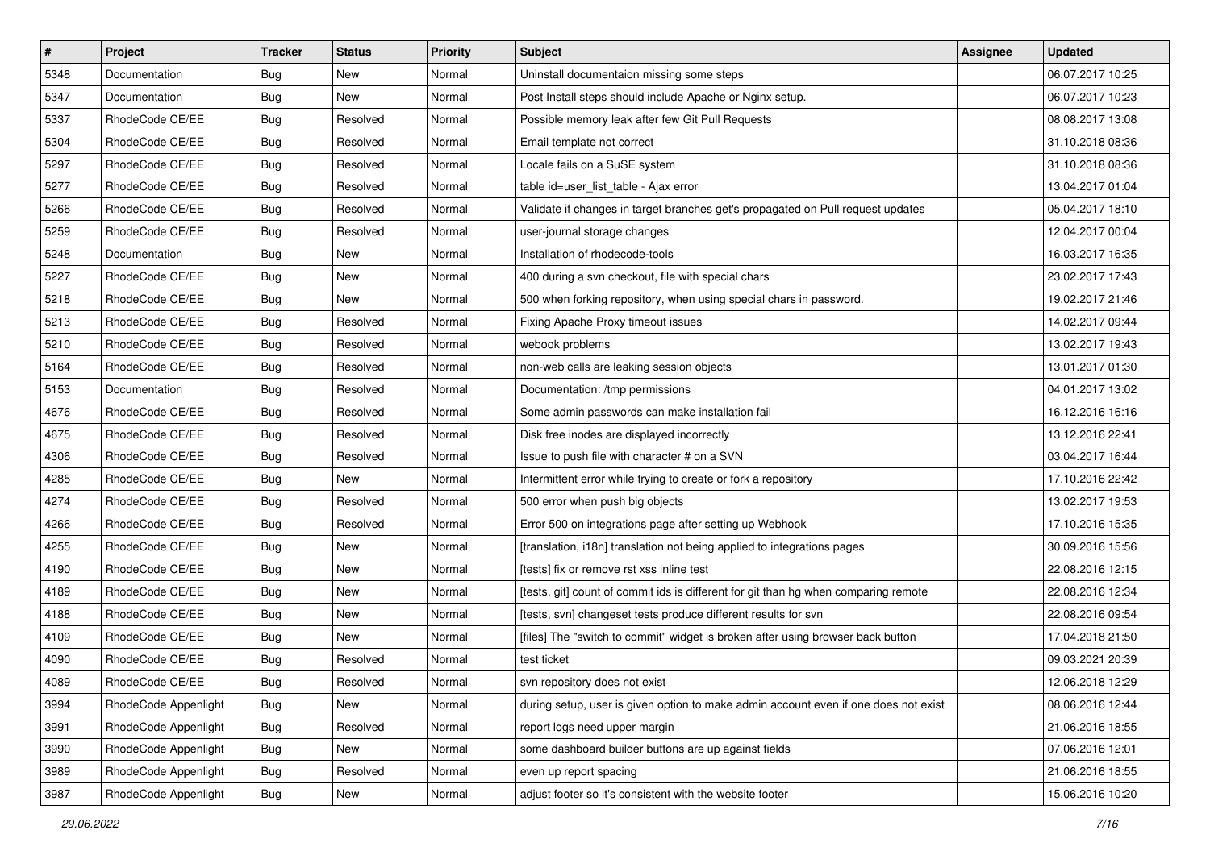| # | Project | Tracker | Status | Priority | Subject | Assignee | Updated |
|---|---|---|---|---|---|---|---|
| 5348 | Documentation | Bug | New | Normal | Uninstall documentaion missing some steps | | 06.07.2017 10:25 |
| 5347 | Documentation | Bug | New | Normal | Post Install steps should include Apache or Nginx setup. | | 06.07.2017 10:23 |
| 5337 | RhodeCode CE/EE | Bug | Resolved | Normal | Possible memory leak after few Git Pull Requests | | 08.08.2017 13:08 |
| 5304 | RhodeCode CE/EE | Bug | Resolved | Normal | Email template not correct | | 31.10.2018 08:36 |
| 5297 | RhodeCode CE/EE | Bug | Resolved | Normal | Locale fails on a SuSE system | | 31.10.2018 08:36 |
| 5277 | RhodeCode CE/EE | Bug | Resolved | Normal | table id=user_list_table - Ajax error | | 13.04.2017 01:04 |
| 5266 | RhodeCode CE/EE | Bug | Resolved | Normal | Validate if changes in target branches get's propagated on Pull request updates | | 05.04.2017 18:10 |
| 5259 | RhodeCode CE/EE | Bug | Resolved | Normal | user-journal storage changes | | 12.04.2017 00:04 |
| 5248 | Documentation | Bug | New | Normal | Installation of rhodecode-tools | | 16.03.2017 16:35 |
| 5227 | RhodeCode CE/EE | Bug | New | Normal | 400 during a svn checkout, file with special chars | | 23.02.2017 17:43 |
| 5218 | RhodeCode CE/EE | Bug | New | Normal | 500 when forking repository, when using special chars in password. | | 19.02.2017 21:46 |
| 5213 | RhodeCode CE/EE | Bug | Resolved | Normal | Fixing Apache Proxy timeout issues | | 14.02.2017 09:44 |
| 5210 | RhodeCode CE/EE | Bug | Resolved | Normal | webook problems | | 13.02.2017 19:43 |
| 5164 | RhodeCode CE/EE | Bug | Resolved | Normal | non-web calls are leaking session objects | | 13.01.2017 01:30 |
| 5153 | Documentation | Bug | Resolved | Normal | Documentation: /tmp permissions | | 04.01.2017 13:02 |
| 4676 | RhodeCode CE/EE | Bug | Resolved | Normal | Some admin passwords can make installation fail | | 16.12.2016 16:16 |
| 4675 | RhodeCode CE/EE | Bug | Resolved | Normal | Disk free inodes are displayed incorrectly | | 13.12.2016 22:41 |
| 4306 | RhodeCode CE/EE | Bug | Resolved | Normal | Issue to push file with character # on a SVN | | 03.04.2017 16:44 |
| 4285 | RhodeCode CE/EE | Bug | New | Normal | Intermittent error while trying to create or fork a repository | | 17.10.2016 22:42 |
| 4274 | RhodeCode CE/EE | Bug | Resolved | Normal | 500 error when push big objects | | 13.02.2017 19:53 |
| 4266 | RhodeCode CE/EE | Bug | Resolved | Normal | Error 500 on integrations page after setting up Webhook | | 17.10.2016 15:35 |
| 4255 | RhodeCode CE/EE | Bug | New | Normal | [translation, i18n] translation not being applied to integrations pages | | 30.09.2016 15:56 |
| 4190 | RhodeCode CE/EE | Bug | New | Normal | [tests] fix or remove rst xss inline test | | 22.08.2016 12:15 |
| 4189 | RhodeCode CE/EE | Bug | New | Normal | [tests, git] count of commit ids is different for git than hg when comparing remote | | 22.08.2016 12:34 |
| 4188 | RhodeCode CE/EE | Bug | New | Normal | [tests, svn] changeset tests produce different results for svn | | 22.08.2016 09:54 |
| 4109 | RhodeCode CE/EE | Bug | New | Normal | [files] The "switch to commit" widget is broken after using browser back button | | 17.04.2018 21:50 |
| 4090 | RhodeCode CE/EE | Bug | Resolved | Normal | test ticket | | 09.03.2021 20:39 |
| 4089 | RhodeCode CE/EE | Bug | Resolved | Normal | svn repository does not exist | | 12.06.2018 12:29 |
| 3994 | RhodeCode Appenlight | Bug | New | Normal | during setup, user is given option to make admin account even if one does not exist | | 08.06.2016 12:44 |
| 3991 | RhodeCode Appenlight | Bug | Resolved | Normal | report logs need upper margin | | 21.06.2016 18:55 |
| 3990 | RhodeCode Appenlight | Bug | New | Normal | some dashboard builder buttons are up against fields | | 07.06.2016 12:01 |
| 3989 | RhodeCode Appenlight | Bug | Resolved | Normal | even up report spacing | | 21.06.2016 18:55 |
| 3987 | RhodeCode Appenlight | Bug | New | Normal | adjust footer so it's consistent with the website footer | | 15.06.2016 10:20 |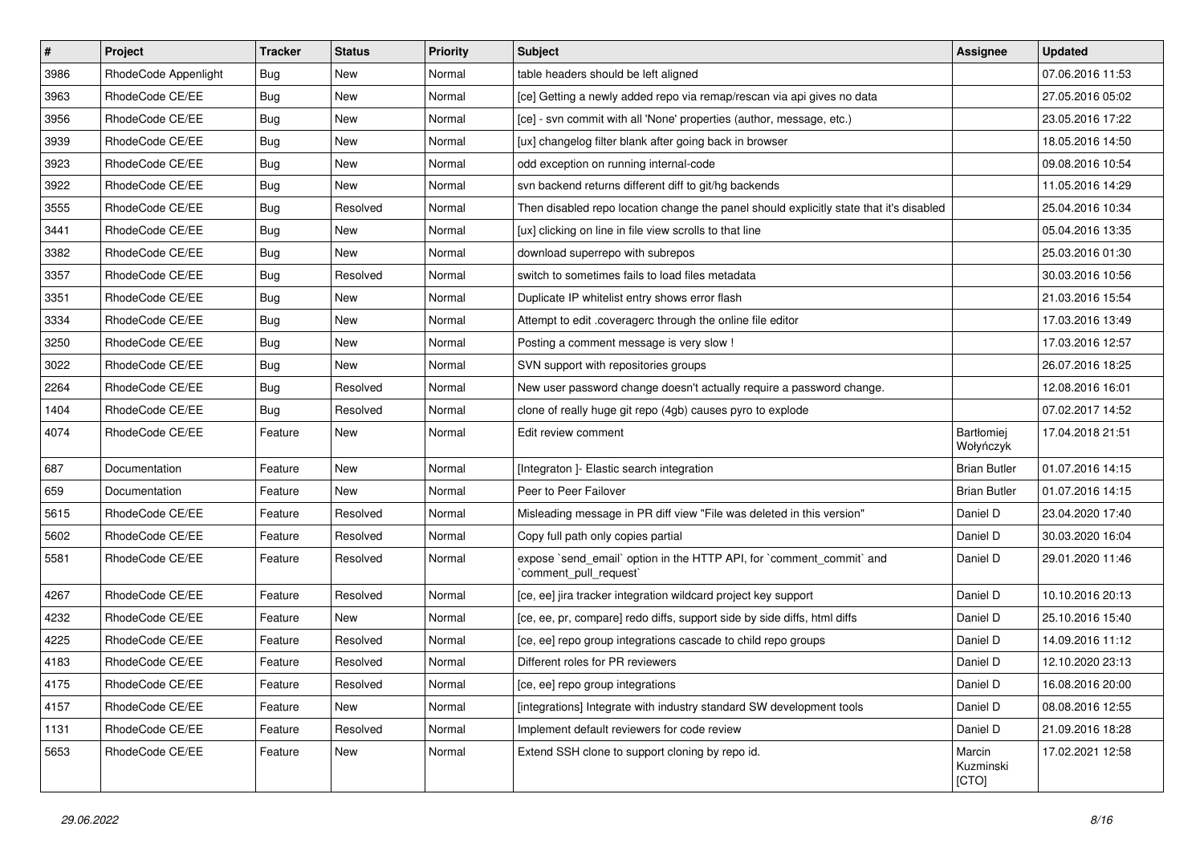| # | Project | Tracker | Status | Priority | Subject | Assignee | Updated |
| --- | --- | --- | --- | --- | --- | --- | --- |
| 3986 | RhodeCode Appenlight | Bug | New | Normal | table headers should be left aligned | | 07.06.2016 11:53 |
| 3963 | RhodeCode CE/EE | Bug | New | Normal | [ce] Getting a newly added repo via remap/rescan via api gives no data | | 27.05.2016 05:02 |
| 3956 | RhodeCode CE/EE | Bug | New | Normal | [ce] - svn commit with all 'None' properties (author, message, etc.) | | 23.05.2016 17:22 |
| 3939 | RhodeCode CE/EE | Bug | New | Normal | [ux] changelog filter blank after going back in browser | | 18.05.2016 14:50 |
| 3923 | RhodeCode CE/EE | Bug | New | Normal | odd exception on running internal-code | | 09.08.2016 10:54 |
| 3922 | RhodeCode CE/EE | Bug | New | Normal | svn backend returns different diff to git/hg backends | | 11.05.2016 14:29 |
| 3555 | RhodeCode CE/EE | Bug | Resolved | Normal | Then disabled repo location change the panel should explicitly state that it's disabled | | 25.04.2016 10:34 |
| 3441 | RhodeCode CE/EE | Bug | New | Normal | [ux] clicking on line in file view scrolls to that line | | 05.04.2016 13:35 |
| 3382 | RhodeCode CE/EE | Bug | New | Normal | download superrepo with subrepos | | 25.03.2016 01:30 |
| 3357 | RhodeCode CE/EE | Bug | Resolved | Normal | switch to sometimes fails to load files metadata | | 30.03.2016 10:56 |
| 3351 | RhodeCode CE/EE | Bug | New | Normal | Duplicate IP whitelist entry shows error flash | | 21.03.2016 15:54 |
| 3334 | RhodeCode CE/EE | Bug | New | Normal | Attempt to edit .coveragerc through the online file editor | | 17.03.2016 13:49 |
| 3250 | RhodeCode CE/EE | Bug | New | Normal | Posting a comment message is very slow ! | | 17.03.2016 12:57 |
| 3022 | RhodeCode CE/EE | Bug | New | Normal | SVN support with repositories groups | | 26.07.2016 18:25 |
| 2264 | RhodeCode CE/EE | Bug | Resolved | Normal | New user password change doesn't actually require a password change. | | 12.08.2016 16:01 |
| 1404 | RhodeCode CE/EE | Bug | Resolved | Normal | clone of really huge git repo (4gb) causes pyro to explode | | 07.02.2017 14:52 |
| 4074 | RhodeCode CE/EE | Feature | New | Normal | Edit review comment | Bartłomiej Wołyńczyk | 17.04.2018 21:51 |
| 687 | Documentation | Feature | New | Normal | [Integraton ]- Elastic search integration | Brian Butler | 01.07.2016 14:15 |
| 659 | Documentation | Feature | New | Normal | Peer to Peer Failover | Brian Butler | 01.07.2016 14:15 |
| 5615 | RhodeCode CE/EE | Feature | Resolved | Normal | Misleading message in PR diff view "File was deleted in this version" | Daniel D | 23.04.2020 17:40 |
| 5602 | RhodeCode CE/EE | Feature | Resolved | Normal | Copy full path only copies partial | Daniel D | 30.03.2020 16:04 |
| 5581 | RhodeCode CE/EE | Feature | Resolved | Normal | expose `send_email` option in the HTTP API, for `comment_commit` and `comment_pull_request` | Daniel D | 29.01.2020 11:46 |
| 4267 | RhodeCode CE/EE | Feature | Resolved | Normal | [ce, ee] jira tracker integration wildcard project key support | Daniel D | 10.10.2016 20:13 |
| 4232 | RhodeCode CE/EE | Feature | New | Normal | [ce, ee, pr, compare] redo diffs, support side by side diffs, html diffs | Daniel D | 25.10.2016 15:40 |
| 4225 | RhodeCode CE/EE | Feature | Resolved | Normal | [ce, ee] repo group integrations cascade to child repo groups | Daniel D | 14.09.2016 11:12 |
| 4183 | RhodeCode CE/EE | Feature | Resolved | Normal | Different roles for PR reviewers | Daniel D | 12.10.2020 23:13 |
| 4175 | RhodeCode CE/EE | Feature | Resolved | Normal | [ce, ee] repo group integrations | Daniel D | 16.08.2016 20:00 |
| 4157 | RhodeCode CE/EE | Feature | New | Normal | [integrations] Integrate with industry standard SW development tools | Daniel D | 08.08.2016 12:55 |
| 1131 | RhodeCode CE/EE | Feature | Resolved | Normal | Implement default reviewers for code review | Daniel D | 21.09.2016 18:28 |
| 5653 | RhodeCode CE/EE | Feature | New | Normal | Extend SSH clone to support cloning by repo id. | Marcin Kuzminski [CTO] | 17.02.2021 12:58 |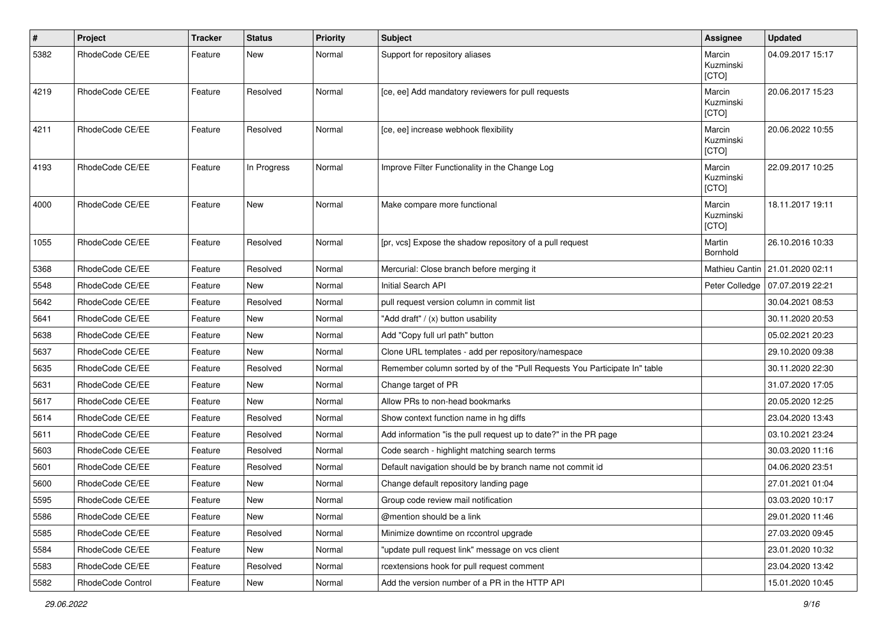| # | Project | Tracker | Status | Priority | Subject | Assignee | Updated |
|---|---|---|---|---|---|---|---|
| 5382 | RhodeCode CE/EE | Feature | New | Normal | Support for repository aliases | Marcin Kuzminski [CTO] | 04.09.2017 15:17 |
| 4219 | RhodeCode CE/EE | Feature | Resolved | Normal | [ce, ee] Add mandatory reviewers for pull requests | Marcin Kuzminski [CTO] | 20.06.2017 15:23 |
| 4211 | RhodeCode CE/EE | Feature | Resolved | Normal | [ce, ee] increase webhook flexibility | Marcin Kuzminski [CTO] | 20.06.2022 10:55 |
| 4193 | RhodeCode CE/EE | Feature | In Progress | Normal | Improve Filter Functionality in the Change Log | Marcin Kuzminski [CTO] | 22.09.2017 10:25 |
| 4000 | RhodeCode CE/EE | Feature | New | Normal | Make compare more functional | Marcin Kuzminski [CTO] | 18.11.2017 19:11 |
| 1055 | RhodeCode CE/EE | Feature | Resolved | Normal | [pr, vcs] Expose the shadow repository of a pull request | Martin Bornhold | 26.10.2016 10:33 |
| 5368 | RhodeCode CE/EE | Feature | Resolved | Normal | Mercurial: Close branch before merging it | Mathieu Cantin | 21.01.2020 02:11 |
| 5548 | RhodeCode CE/EE | Feature | New | Normal | Initial Search API | Peter Colledge | 07.07.2019 22:21 |
| 5642 | RhodeCode CE/EE | Feature | Resolved | Normal | pull request version column in commit list | | 30.04.2021 08:53 |
| 5641 | RhodeCode CE/EE | Feature | New | Normal | "Add draft" / (x) button usability | | 30.11.2020 20:53 |
| 5638 | RhodeCode CE/EE | Feature | New | Normal | Add "Copy full url path" button | | 05.02.2021 20:23 |
| 5637 | RhodeCode CE/EE | Feature | New | Normal | Clone URL templates - add per repository/namespace | | 29.10.2020 09:38 |
| 5635 | RhodeCode CE/EE | Feature | Resolved | Normal | Remember column sorted by of the "Pull Requests You Participate In" table | | 30.11.2020 22:30 |
| 5631 | RhodeCode CE/EE | Feature | New | Normal | Change target of PR | | 31.07.2020 17:05 |
| 5617 | RhodeCode CE/EE | Feature | New | Normal | Allow PRs to non-head bookmarks | | 20.05.2020 12:25 |
| 5614 | RhodeCode CE/EE | Feature | Resolved | Normal | Show context function name in hg diffs | | 23.04.2020 13:43 |
| 5611 | RhodeCode CE/EE | Feature | Resolved | Normal | Add information "is the pull request up to date?" in the PR page | | 03.10.2021 23:24 |
| 5603 | RhodeCode CE/EE | Feature | Resolved | Normal | Code search - highlight matching search terms | | 30.03.2020 11:16 |
| 5601 | RhodeCode CE/EE | Feature | Resolved | Normal | Default navigation should be by branch name not commit id | | 04.06.2020 23:51 |
| 5600 | RhodeCode CE/EE | Feature | New | Normal | Change default repository landing page | | 27.01.2021 01:04 |
| 5595 | RhodeCode CE/EE | Feature | New | Normal | Group code review mail notification | | 03.03.2020 10:17 |
| 5586 | RhodeCode CE/EE | Feature | New | Normal | @mention should be a link | | 29.01.2020 11:46 |
| 5585 | RhodeCode CE/EE | Feature | Resolved | Normal | Minimize downtime on rccontrol upgrade | | 27.03.2020 09:45 |
| 5584 | RhodeCode CE/EE | Feature | New | Normal | "update pull request link" message on vcs client | | 23.01.2020 10:32 |
| 5583 | RhodeCode CE/EE | Feature | Resolved | Normal | rcextensions hook for pull request comment | | 23.04.2020 13:42 |
| 5582 | RhodeCode Control | Feature | New | Normal | Add the version number of a PR in the HTTP API | | 15.01.2020 10:45 |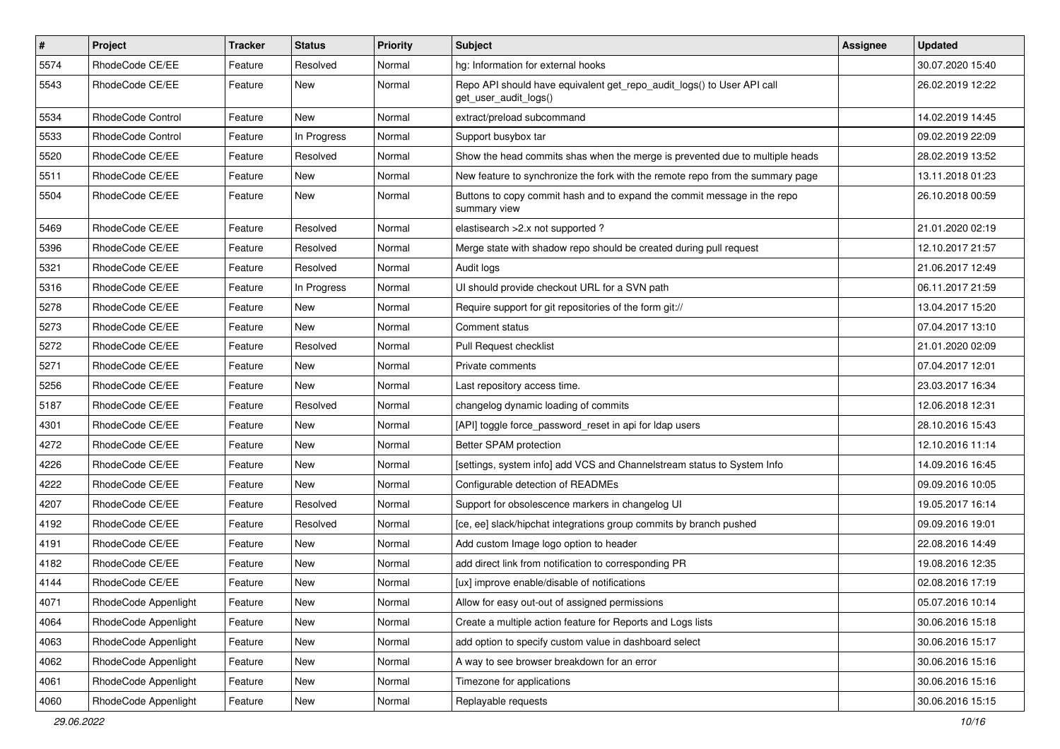| # | Project | Tracker | Status | Priority | Subject | Assignee | Updated |
|---|---|---|---|---|---|---|---|
| 5574 | RhodeCode CE/EE | Feature | Resolved | Normal | hg: Information for external hooks | | 30.07.2020 15:40 |
| 5543 | RhodeCode CE/EE | Feature | New | Normal | Repo API should have equivalent get_repo_audit_logs() to User API call get_user_audit_logs() | | 26.02.2019 12:22 |
| 5534 | RhodeCode Control | Feature | New | Normal | extract/preload subcommand | | 14.02.2019 14:45 |
| 5533 | RhodeCode Control | Feature | In Progress | Normal | Support busybox tar | | 09.02.2019 22:09 |
| 5520 | RhodeCode CE/EE | Feature | Resolved | Normal | Show the head commits shas when the merge is prevented due to multiple heads | | 28.02.2019 13:52 |
| 5511 | RhodeCode CE/EE | Feature | New | Normal | New feature to synchronize the fork with the remote repo from the summary page | | 13.11.2018 01:23 |
| 5504 | RhodeCode CE/EE | Feature | New | Normal | Buttons to copy commit hash and to expand the commit message in the repo summary view | | 26.10.2018 00:59 |
| 5469 | RhodeCode CE/EE | Feature | Resolved | Normal | elastisearch >2.x not supported ? | | 21.01.2020 02:19 |
| 5396 | RhodeCode CE/EE | Feature | Resolved | Normal | Merge state with shadow repo should be created during pull request | | 12.10.2017 21:57 |
| 5321 | RhodeCode CE/EE | Feature | Resolved | Normal | Audit logs | | 21.06.2017 12:49 |
| 5316 | RhodeCode CE/EE | Feature | In Progress | Normal | UI should provide checkout URL for a SVN path | | 06.11.2017 21:59 |
| 5278 | RhodeCode CE/EE | Feature | New | Normal | Require support for git repositories of the form git:// | | 13.04.2017 15:20 |
| 5273 | RhodeCode CE/EE | Feature | New | Normal | Comment status | | 07.04.2017 13:10 |
| 5272 | RhodeCode CE/EE | Feature | Resolved | Normal | Pull Request checklist | | 21.01.2020 02:09 |
| 5271 | RhodeCode CE/EE | Feature | New | Normal | Private comments | | 07.04.2017 12:01 |
| 5256 | RhodeCode CE/EE | Feature | New | Normal | Last repository access time. | | 23.03.2017 16:34 |
| 5187 | RhodeCode CE/EE | Feature | Resolved | Normal | changelog dynamic loading of commits | | 12.06.2018 12:31 |
| 4301 | RhodeCode CE/EE | Feature | New | Normal | [API] toggle force_password_reset in api for ldap users | | 28.10.2016 15:43 |
| 4272 | RhodeCode CE/EE | Feature | New | Normal | Better SPAM protection | | 12.10.2016 11:14 |
| 4226 | RhodeCode CE/EE | Feature | New | Normal | [settings, system info] add VCS and Channelstream status to System Info | | 14.09.2016 16:45 |
| 4222 | RhodeCode CE/EE | Feature | New | Normal | Configurable detection of READMEs | | 09.09.2016 10:05 |
| 4207 | RhodeCode CE/EE | Feature | Resolved | Normal | Support for obsolescence markers in changelog UI | | 19.05.2017 16:14 |
| 4192 | RhodeCode CE/EE | Feature | Resolved | Normal | [ce, ee] slack/hipchat integrations group commits by branch pushed | | 09.09.2016 19:01 |
| 4191 | RhodeCode CE/EE | Feature | New | Normal | Add custom Image logo option to header | | 22.08.2016 14:49 |
| 4182 | RhodeCode CE/EE | Feature | New | Normal | add direct link from notification to corresponding PR | | 19.08.2016 12:35 |
| 4144 | RhodeCode CE/EE | Feature | New | Normal | [ux] improve enable/disable of notifications | | 02.08.2016 17:19 |
| 4071 | RhodeCode Appenlight | Feature | New | Normal | Allow for easy out-out of assigned permissions | | 05.07.2016 10:14 |
| 4064 | RhodeCode Appenlight | Feature | New | Normal | Create a multiple action feature for Reports and Logs lists | | 30.06.2016 15:18 |
| 4063 | RhodeCode Appenlight | Feature | New | Normal | add option to specify custom value in dashboard select | | 30.06.2016 15:17 |
| 4062 | RhodeCode Appenlight | Feature | New | Normal | A way to see browser breakdown for an error | | 30.06.2016 15:16 |
| 4061 | RhodeCode Appenlight | Feature | New | Normal | Timezone for applications | | 30.06.2016 15:16 |
| 4060 | RhodeCode Appenlight | Feature | New | Normal | Replayable requests | | 30.06.2016 15:15 |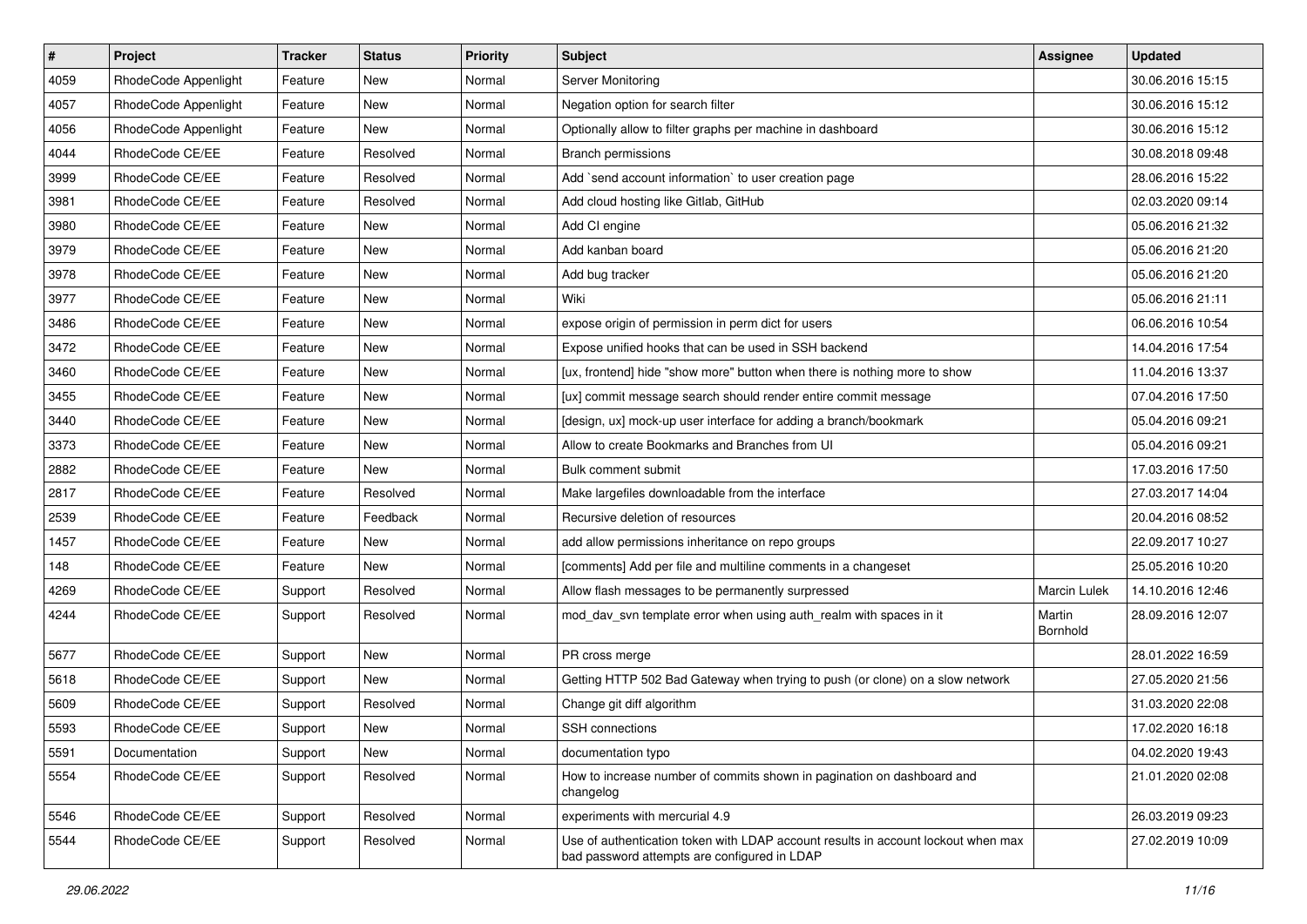| # | Project | Tracker | Status | Priority | Subject | Assignee | Updated |
|---|---|---|---|---|---|---|---|
| 4059 | RhodeCode Appenlight | Feature | New | Normal | Server Monitoring | | 30.06.2016 15:15 |
| 4057 | RhodeCode Appenlight | Feature | New | Normal | Negation option for search filter | | 30.06.2016 15:12 |
| 4056 | RhodeCode Appenlight | Feature | New | Normal | Optionally allow to filter graphs per machine in dashboard | | 30.06.2016 15:12 |
| 4044 | RhodeCode CE/EE | Feature | Resolved | Normal | Branch permissions | | 30.08.2018 09:48 |
| 3999 | RhodeCode CE/EE | Feature | Resolved | Normal | Add `send account information` to user creation page | | 28.06.2016 15:22 |
| 3981 | RhodeCode CE/EE | Feature | Resolved | Normal | Add cloud hosting like Gitlab, GitHub | | 02.03.2020 09:14 |
| 3980 | RhodeCode CE/EE | Feature | New | Normal | Add CI engine | | 05.06.2016 21:32 |
| 3979 | RhodeCode CE/EE | Feature | New | Normal | Add kanban board | | 05.06.2016 21:20 |
| 3978 | RhodeCode CE/EE | Feature | New | Normal | Add bug tracker | | 05.06.2016 21:20 |
| 3977 | RhodeCode CE/EE | Feature | New | Normal | Wiki | | 05.06.2016 21:11 |
| 3486 | RhodeCode CE/EE | Feature | New | Normal | expose origin of permission in perm dict for users | | 06.06.2016 10:54 |
| 3472 | RhodeCode CE/EE | Feature | New | Normal | Expose unified hooks that can be used in SSH backend | | 14.04.2016 17:54 |
| 3460 | RhodeCode CE/EE | Feature | New | Normal | [ux, frontend] hide "show more" button when there is nothing more to show | | 11.04.2016 13:37 |
| 3455 | RhodeCode CE/EE | Feature | New | Normal | [ux] commit message search should render entire commit message | | 07.04.2016 17:50 |
| 3440 | RhodeCode CE/EE | Feature | New | Normal | [design, ux] mock-up user interface for adding a branch/bookmark | | 05.04.2016 09:21 |
| 3373 | RhodeCode CE/EE | Feature | New | Normal | Allow to create Bookmarks and Branches from UI | | 05.04.2016 09:21 |
| 2882 | RhodeCode CE/EE | Feature | New | Normal | Bulk comment submit | | 17.03.2016 17:50 |
| 2817 | RhodeCode CE/EE | Feature | Resolved | Normal | Make largefiles downloadable from the interface | | 27.03.2017 14:04 |
| 2539 | RhodeCode CE/EE | Feature | Feedback | Normal | Recursive deletion of resources | | 20.04.2016 08:52 |
| 1457 | RhodeCode CE/EE | Feature | New | Normal | add allow permissions inheritance on repo groups | | 22.09.2017 10:27 |
| 148 | RhodeCode CE/EE | Feature | New | Normal | [comments] Add per file and multiline comments in a changeset | | 25.05.2016 10:20 |
| 4269 | RhodeCode CE/EE | Support | Resolved | Normal | Allow flash messages to be permanently surpressed | Marcin Lulek | 14.10.2016 12:46 |
| 4244 | RhodeCode CE/EE | Support | Resolved | Normal | mod_dav_svn template error when using auth_realm with spaces in it | Martin Bornhold | 28.09.2016 12:07 |
| 5677 | RhodeCode CE/EE | Support | New | Normal | PR cross merge | | 28.01.2022 16:59 |
| 5618 | RhodeCode CE/EE | Support | New | Normal | Getting HTTP 502 Bad Gateway when trying to push (or clone) on a slow network | | 27.05.2020 21:56 |
| 5609 | RhodeCode CE/EE | Support | Resolved | Normal | Change git diff algorithm | | 31.03.2020 22:08 |
| 5593 | RhodeCode CE/EE | Support | New | Normal | SSH connections | | 17.02.2020 16:18 |
| 5591 | Documentation | Support | New | Normal | documentation typo | | 04.02.2020 19:43 |
| 5554 | RhodeCode CE/EE | Support | Resolved | Normal | How to increase number of commits shown in pagination on dashboard and changelog | | 21.01.2020 02:08 |
| 5546 | RhodeCode CE/EE | Support | Resolved | Normal | experiments with mercurial 4.9 | | 26.03.2019 09:23 |
| 5544 | RhodeCode CE/EE | Support | Resolved | Normal | Use of authentication token with LDAP account results in account lockout when max bad password attempts are configured in LDAP | | 27.02.2019 10:09 |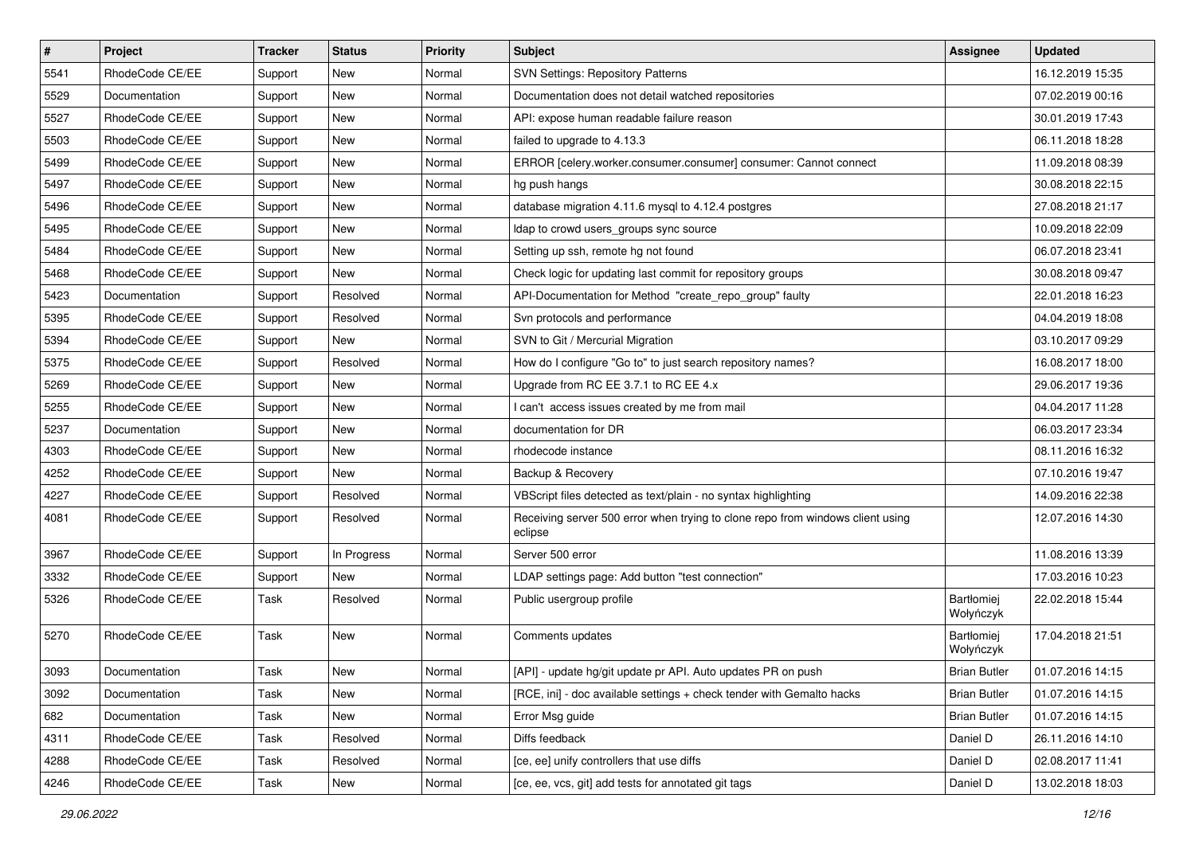| # | Project | Tracker | Status | Priority | Subject | Assignee | Updated |
|---|---|---|---|---|---|---|---|
| 5541 | RhodeCode CE/EE | Support | New | Normal | SVN Settings: Repository Patterns | | 16.12.2019 15:35 |
| 5529 | Documentation | Support | New | Normal | Documentation does not detail watched repositories | | 07.02.2019 00:16 |
| 5527 | RhodeCode CE/EE | Support | New | Normal | API: expose human readable failure reason | | 30.01.2019 17:43 |
| 5503 | RhodeCode CE/EE | Support | New | Normal | failed to upgrade to 4.13.3 | | 06.11.2018 18:28 |
| 5499 | RhodeCode CE/EE | Support | New | Normal | ERROR [celery.worker.consumer.consumer] consumer: Cannot connect | | 11.09.2018 08:39 |
| 5497 | RhodeCode CE/EE | Support | New | Normal | hg push hangs | | 30.08.2018 22:15 |
| 5496 | RhodeCode CE/EE | Support | New | Normal | database migration 4.11.6 mysql to 4.12.4 postgres | | 27.08.2018 21:17 |
| 5495 | RhodeCode CE/EE | Support | New | Normal | ldap to crowd users_groups sync source | | 10.09.2018 22:09 |
| 5484 | RhodeCode CE/EE | Support | New | Normal | Setting up ssh, remote hg not found | | 06.07.2018 23:41 |
| 5468 | RhodeCode CE/EE | Support | New | Normal | Check logic for updating last commit for repository groups | | 30.08.2018 09:47 |
| 5423 | Documentation | Support | Resolved | Normal | API-Documentation for Method "create_repo_group" faulty | | 22.01.2018 16:23 |
| 5395 | RhodeCode CE/EE | Support | Resolved | Normal | Svn protocols and performance | | 04.04.2019 18:08 |
| 5394 | RhodeCode CE/EE | Support | New | Normal | SVN to Git / Mercurial Migration | | 03.10.2017 09:29 |
| 5375 | RhodeCode CE/EE | Support | Resolved | Normal | How do I configure "Go to" to just search repository names? | | 16.08.2017 18:00 |
| 5269 | RhodeCode CE/EE | Support | New | Normal | Upgrade from RC EE 3.7.1 to RC EE 4.x | | 29.06.2017 19:36 |
| 5255 | RhodeCode CE/EE | Support | New | Normal | I can't access issues created by me from mail | | 04.04.2017 11:28 |
| 5237 | Documentation | Support | New | Normal | documentation for DR | | 06.03.2017 23:34 |
| 4303 | RhodeCode CE/EE | Support | New | Normal | rhodecode instance | | 08.11.2016 16:32 |
| 4252 | RhodeCode CE/EE | Support | New | Normal | Backup & Recovery | | 07.10.2016 19:47 |
| 4227 | RhodeCode CE/EE | Support | Resolved | Normal | VBScript files detected as text/plain - no syntax highlighting | | 14.09.2016 22:38 |
| 4081 | RhodeCode CE/EE | Support | Resolved | Normal | Receiving server 500 error when trying to clone repo from windows client using eclipse | | 12.07.2016 14:30 |
| 3967 | RhodeCode CE/EE | Support | In Progress | Normal | Server 500 error | | 11.08.2016 13:39 |
| 3332 | RhodeCode CE/EE | Support | New | Normal | LDAP settings page: Add button "test connection" | | 17.03.2016 10:23 |
| 5326 | RhodeCode CE/EE | Task | Resolved | Normal | Public usergroup profile | Bartłomiej Wołyńczyk | 22.02.2018 15:44 |
| 5270 | RhodeCode CE/EE | Task | New | Normal | Comments updates | Bartłomiej Wołyńczyk | 17.04.2018 21:51 |
| 3093 | Documentation | Task | New | Normal | [API] - update hg/git update pr API. Auto updates PR on push | Brian Butler | 01.07.2016 14:15 |
| 3092 | Documentation | Task | New | Normal | [RCE, ini] - doc available settings + check tender with Gemalto hacks | Brian Butler | 01.07.2016 14:15 |
| 682 | Documentation | Task | New | Normal | Error Msg guide | Brian Butler | 01.07.2016 14:15 |
| 4311 | RhodeCode CE/EE | Task | Resolved | Normal | Diffs feedback | Daniel D | 26.11.2016 14:10 |
| 4288 | RhodeCode CE/EE | Task | Resolved | Normal | [ce, ee] unify controllers that use diffs | Daniel D | 02.08.2017 11:41 |
| 4246 | RhodeCode CE/EE | Task | New | Normal | [ce, ee, vcs, git] add tests for annotated git tags | Daniel D | 13.02.2018 18:03 |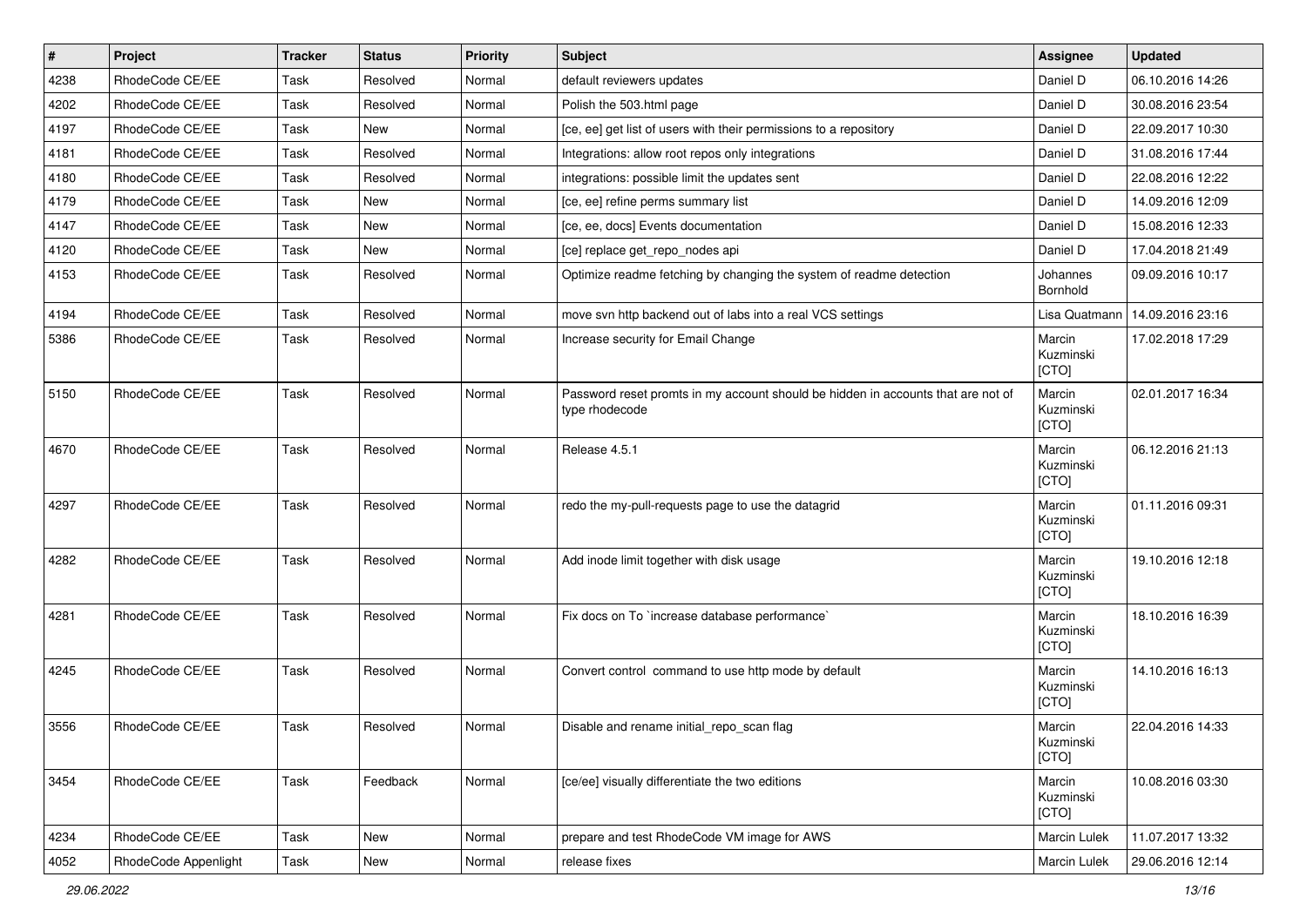| # | Project | Tracker | Status | Priority | Subject | Assignee | Updated |
|---|---|---|---|---|---|---|---|
| 4238 | RhodeCode CE/EE | Task | Resolved | Normal | default reviewers updates | Daniel D | 06.10.2016 14:26 |
| 4202 | RhodeCode CE/EE | Task | Resolved | Normal | Polish the 503.html page | Daniel D | 30.08.2016 23:54 |
| 4197 | RhodeCode CE/EE | Task | New | Normal | [ce, ee] get list of users with their permissions to a repository | Daniel D | 22.09.2017 10:30 |
| 4181 | RhodeCode CE/EE | Task | Resolved | Normal | Integrations: allow root repos only integrations | Daniel D | 31.08.2016 17:44 |
| 4180 | RhodeCode CE/EE | Task | Resolved | Normal | integrations: possible limit the updates sent | Daniel D | 22.08.2016 12:22 |
| 4179 | RhodeCode CE/EE | Task | New | Normal | [ce, ee] refine perms summary list | Daniel D | 14.09.2016 12:09 |
| 4147 | RhodeCode CE/EE | Task | New | Normal | [ce, ee, docs] Events documentation | Daniel D | 15.08.2016 12:33 |
| 4120 | RhodeCode CE/EE | Task | New | Normal | [ce] replace get_repo_nodes api | Daniel D | 17.04.2018 21:49 |
| 4153 | RhodeCode CE/EE | Task | Resolved | Normal | Optimize readme fetching by changing the system of readme detection | Johannes Bornhold | 09.09.2016 10:17 |
| 4194 | RhodeCode CE/EE | Task | Resolved | Normal | move svn http backend out of labs into a real VCS settings | Lisa Quatmann | 14.09.2016 23:16 |
| 5386 | RhodeCode CE/EE | Task | Resolved | Normal | Increase security for Email Change | Marcin Kuzminski [CTO] | 17.02.2018 17:29 |
| 5150 | RhodeCode CE/EE | Task | Resolved | Normal | Password reset promts in my account should be hidden in accounts that are not of type rhodecode | Marcin Kuzminski [CTO] | 02.01.2017 16:34 |
| 4670 | RhodeCode CE/EE | Task | Resolved | Normal | Release 4.5.1 | Marcin Kuzminski [CTO] | 06.12.2016 21:13 |
| 4297 | RhodeCode CE/EE | Task | Resolved | Normal | redo the my-pull-requests page to use the datagrid | Marcin Kuzminski [CTO] | 01.11.2016 09:31 |
| 4282 | RhodeCode CE/EE | Task | Resolved | Normal | Add inode limit together with disk usage | Marcin Kuzminski [CTO] | 19.10.2016 12:18 |
| 4281 | RhodeCode CE/EE | Task | Resolved | Normal | Fix docs on To `increase database performance` | Marcin Kuzminski [CTO] | 18.10.2016 16:39 |
| 4245 | RhodeCode CE/EE | Task | Resolved | Normal | Convert control command to use http mode by default | Marcin Kuzminski [CTO] | 14.10.2016 16:13 |
| 3556 | RhodeCode CE/EE | Task | Resolved | Normal | Disable and rename initial_repo_scan flag | Marcin Kuzminski [CTO] | 22.04.2016 14:33 |
| 3454 | RhodeCode CE/EE | Task | Feedback | Normal | [ce/ee] visually differentiate the two editions | Marcin Kuzminski [CTO] | 10.08.2016 03:30 |
| 4234 | RhodeCode CE/EE | Task | New | Normal | prepare and test RhodeCode VM image for AWS | Marcin Lulek | 11.07.2017 13:32 |
| 4052 | RhodeCode Appenlight | Task | New | Normal | release fixes | Marcin Lulek | 29.06.2016 12:14 |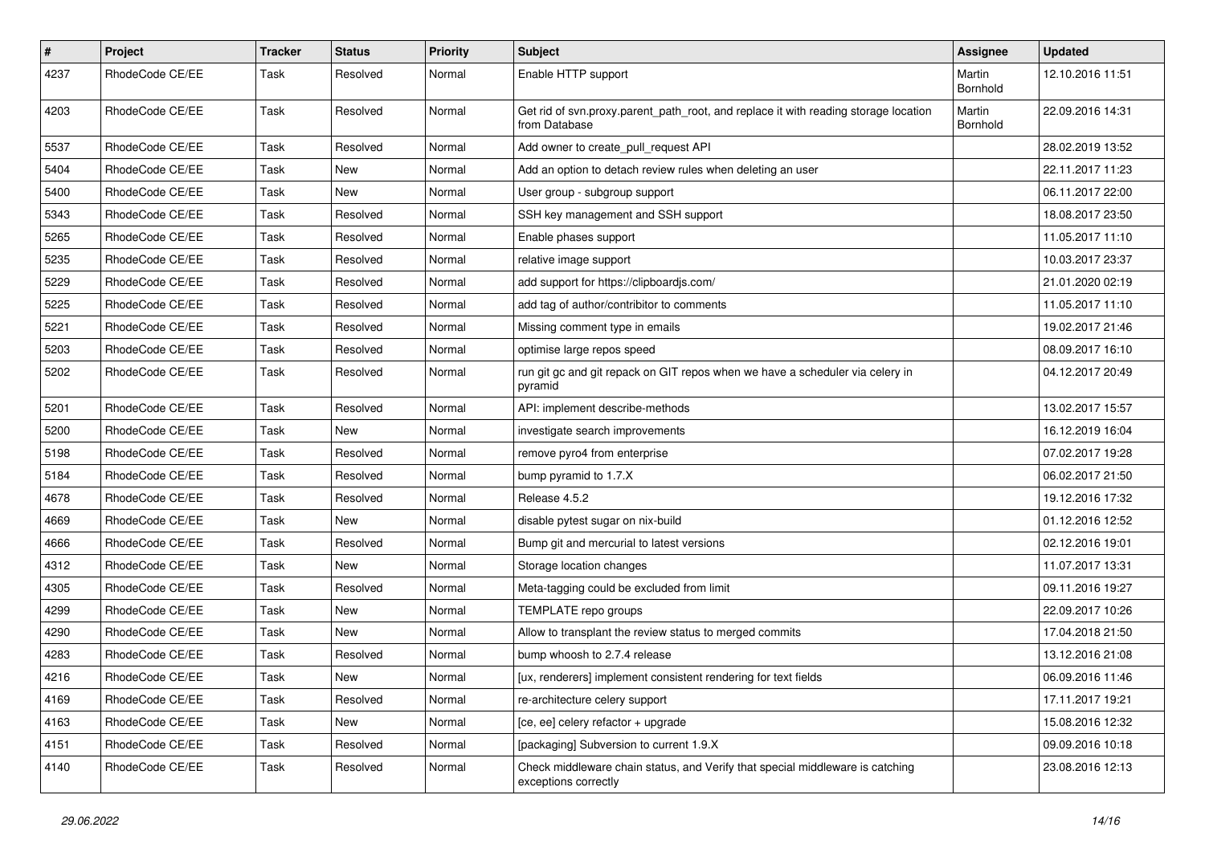| # | Project | Tracker | Status | Priority | Subject | Assignee | Updated |
|---|---|---|---|---|---|---|---|
| 4237 | RhodeCode CE/EE | Task | Resolved | Normal | Enable HTTP support | Martin Bornhold | 12.10.2016 11:51 |
| 4203 | RhodeCode CE/EE | Task | Resolved | Normal | Get rid of svn.proxy.parent_path_root, and replace it with reading storage location from Database | Martin Bornhold | 22.09.2016 14:31 |
| 5537 | RhodeCode CE/EE | Task | Resolved | Normal | Add owner to create_pull_request API | | 28.02.2019 13:52 |
| 5404 | RhodeCode CE/EE | Task | New | Normal | Add an option to detach review rules when deleting an user | | 22.11.2017 11:23 |
| 5400 | RhodeCode CE/EE | Task | New | Normal | User group - subgroup support | | 06.11.2017 22:00 |
| 5343 | RhodeCode CE/EE | Task | Resolved | Normal | SSH key management and SSH support | | 18.08.2017 23:50 |
| 5265 | RhodeCode CE/EE | Task | Resolved | Normal | Enable phases support | | 11.05.2017 11:10 |
| 5235 | RhodeCode CE/EE | Task | Resolved | Normal | relative image support | | 10.03.2017 23:37 |
| 5229 | RhodeCode CE/EE | Task | Resolved | Normal | add support for https://clipboardjs.com/ | | 21.01.2020 02:19 |
| 5225 | RhodeCode CE/EE | Task | Resolved | Normal | add tag of author/contribitor to comments | | 11.05.2017 11:10 |
| 5221 | RhodeCode CE/EE | Task | Resolved | Normal | Missing comment type in emails | | 19.02.2017 21:46 |
| 5203 | RhodeCode CE/EE | Task | Resolved | Normal | optimise large repos speed | | 08.09.2017 16:10 |
| 5202 | RhodeCode CE/EE | Task | Resolved | Normal | run git gc and git repack on GIT repos when we have a scheduler via celery in pyramid | | 04.12.2017 20:49 |
| 5201 | RhodeCode CE/EE | Task | Resolved | Normal | API: implement describe-methods | | 13.02.2017 15:57 |
| 5200 | RhodeCode CE/EE | Task | New | Normal | investigate search improvements | | 16.12.2019 16:04 |
| 5198 | RhodeCode CE/EE | Task | Resolved | Normal | remove pyro4 from enterprise | | 07.02.2017 19:28 |
| 5184 | RhodeCode CE/EE | Task | Resolved | Normal | bump pyramid to 1.7.X | | 06.02.2017 21:50 |
| 4678 | RhodeCode CE/EE | Task | Resolved | Normal | Release 4.5.2 | | 19.12.2016 17:32 |
| 4669 | RhodeCode CE/EE | Task | New | Normal | disable pytest sugar on nix-build | | 01.12.2016 12:52 |
| 4666 | RhodeCode CE/EE | Task | Resolved | Normal | Bump git and mercurial to latest versions | | 02.12.2016 19:01 |
| 4312 | RhodeCode CE/EE | Task | New | Normal | Storage location changes | | 11.07.2017 13:31 |
| 4305 | RhodeCode CE/EE | Task | Resolved | Normal | Meta-tagging could be excluded from limit | | 09.11.2016 19:27 |
| 4299 | RhodeCode CE/EE | Task | New | Normal | TEMPLATE repo groups | | 22.09.2017 10:26 |
| 4290 | RhodeCode CE/EE | Task | New | Normal | Allow to transplant the review status to merged commits | | 17.04.2018 21:50 |
| 4283 | RhodeCode CE/EE | Task | Resolved | Normal | bump whoosh to 2.7.4 release | | 13.12.2016 21:08 |
| 4216 | RhodeCode CE/EE | Task | New | Normal | [ux, renderers] implement consistent rendering for text fields | | 06.09.2016 11:46 |
| 4169 | RhodeCode CE/EE | Task | Resolved | Normal | re-architecture celery support | | 17.11.2017 19:21 |
| 4163 | RhodeCode CE/EE | Task | New | Normal | [ce, ee] celery refactor + upgrade | | 15.08.2016 12:32 |
| 4151 | RhodeCode CE/EE | Task | Resolved | Normal | [packaging] Subversion to current 1.9.X | | 09.09.2016 10:18 |
| 4140 | RhodeCode CE/EE | Task | Resolved | Normal | Check middleware chain status, and Verify that special middleware is catching exceptions correctly | | 23.08.2016 12:13 |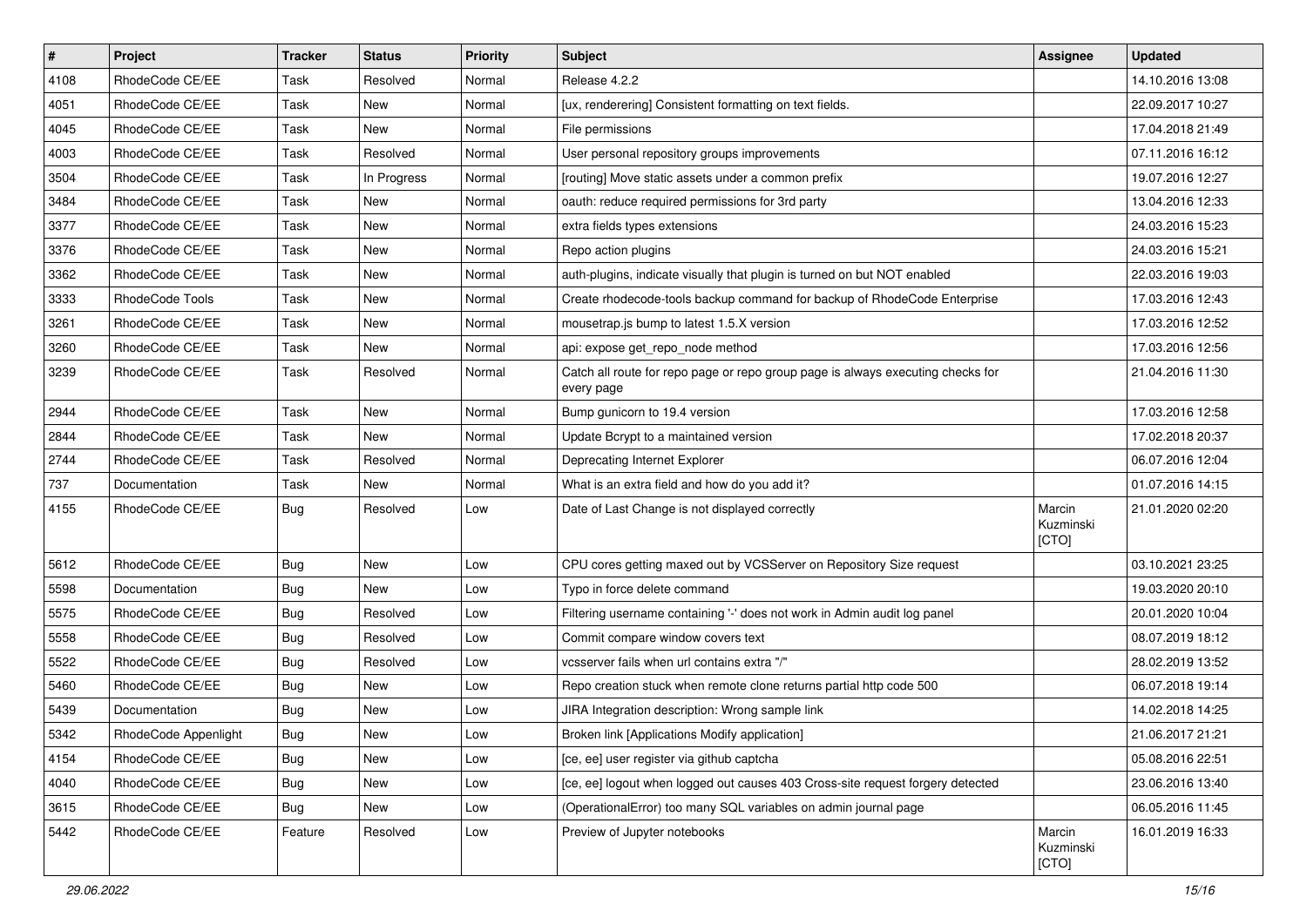| # | Project | Tracker | Status | Priority | Subject | Assignee | Updated |
|---|---|---|---|---|---|---|---|
| 4108 | RhodeCode CE/EE | Task | Resolved | Normal | Release 4.2.2 | | 14.10.2016 13:08 |
| 4051 | RhodeCode CE/EE | Task | New | Normal | [ux, rendering] Consistent formatting on text fields. | | 22.09.2017 10:27 |
| 4045 | RhodeCode CE/EE | Task | New | Normal | File permissions | | 17.04.2018 21:49 |
| 4003 | RhodeCode CE/EE | Task | Resolved | Normal | User personal repository groups improvements | | 07.11.2016 16:12 |
| 3504 | RhodeCode CE/EE | Task | In Progress | Normal | [routing] Move static assets under a common prefix | | 19.07.2016 12:27 |
| 3484 | RhodeCode CE/EE | Task | New | Normal | oauth: reduce required permissions for 3rd party | | 13.04.2016 12:33 |
| 3377 | RhodeCode CE/EE | Task | New | Normal | extra fields types extensions | | 24.03.2016 15:23 |
| 3376 | RhodeCode CE/EE | Task | New | Normal | Repo action plugins | | 24.03.2016 15:21 |
| 3362 | RhodeCode CE/EE | Task | New | Normal | auth-plugins, indicate visually that plugin is turned on but NOT enabled | | 22.03.2016 19:03 |
| 3333 | RhodeCode Tools | Task | New | Normal | Create rhodecode-tools backup command for backup of RhodeCode Enterprise | | 17.03.2016 12:43 |
| 3261 | RhodeCode CE/EE | Task | New | Normal | mousetrap.js bump to latest 1.5.X version | | 17.03.2016 12:52 |
| 3260 | RhodeCode CE/EE | Task | New | Normal | api: expose get_repo_node method | | 17.03.2016 12:56 |
| 3239 | RhodeCode CE/EE | Task | Resolved | Normal | Catch all route for repo page or repo group page is always executing checks for every page | | 21.04.2016 11:30 |
| 2944 | RhodeCode CE/EE | Task | New | Normal | Bump gunicorn to 19.4 version | | 17.03.2016 12:58 |
| 2844 | RhodeCode CE/EE | Task | New | Normal | Update Bcrypt to a maintained version | | 17.02.2018 20:37 |
| 2744 | RhodeCode CE/EE | Task | Resolved | Normal | Deprecating Internet Explorer | | 06.07.2016 12:04 |
| 737 | Documentation | Task | New | Normal | What is an extra field and how do you add it? | | 01.07.2016 14:15 |
| 4155 | RhodeCode CE/EE | Bug | Resolved | Low | Date of Last Change is not displayed correctly | Marcin Kuzminski [CTO] | 21.01.2020 02:20 |
| 5612 | RhodeCode CE/EE | Bug | New | Low | CPU cores getting maxed out by VCSServer on Repository Size request | | 03.10.2021 23:25 |
| 5598 | Documentation | Bug | New | Low | Typo in force delete command | | 19.03.2020 20:10 |
| 5575 | RhodeCode CE/EE | Bug | Resolved | Low | Filtering username containing '-' does not work in Admin audit log panel | | 20.01.2020 10:04 |
| 5558 | RhodeCode CE/EE | Bug | Resolved | Low | Commit compare window covers text | | 08.07.2019 18:12 |
| 5522 | RhodeCode CE/EE | Bug | Resolved | Low | vcsserver fails when url contains extra "/" | | 28.02.2019 13:52 |
| 5460 | RhodeCode CE/EE | Bug | New | Low | Repo creation stuck when remote clone returns partial http code 500 | | 06.07.2018 19:14 |
| 5439 | Documentation | Bug | New | Low | JIRA Integration description: Wrong sample link | | 14.02.2018 14:25 |
| 5342 | RhodeCode Appenlight | Bug | New | Low | Broken link [Applications Modify application] | | 21.06.2017 21:21 |
| 4154 | RhodeCode CE/EE | Bug | New | Low | [ce, ee] user register via github captcha | | 05.08.2016 22:51 |
| 4040 | RhodeCode CE/EE | Bug | New | Low | [ce, ee] logout when logged out causes 403 Cross-site request forgery detected | | 23.06.2016 13:40 |
| 3615 | RhodeCode CE/EE | Bug | New | Low | (OperationalError) too many SQL variables on admin journal page | | 06.05.2016 11:45 |
| 5442 | RhodeCode CE/EE | Feature | Resolved | Low | Preview of Jupyter notebooks | Marcin Kuzminski [CTO] | 16.01.2019 16:33 |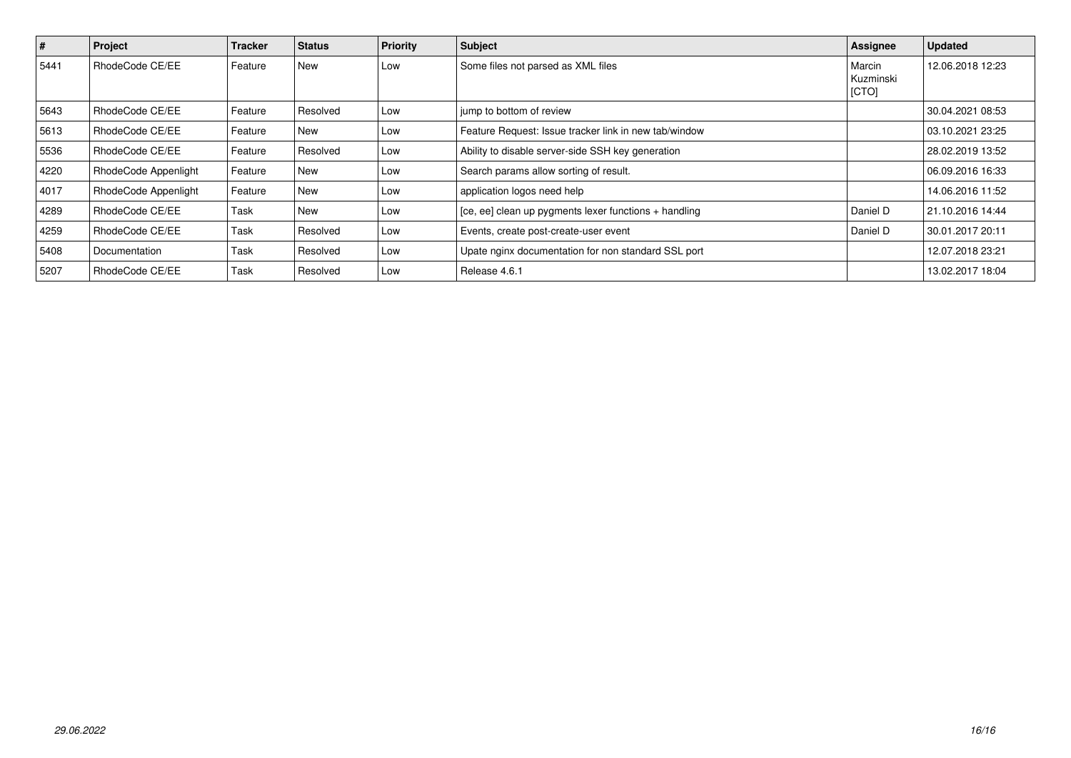| # | Project | Tracker | Status | Priority | Subject | Assignee | Updated |
| --- | --- | --- | --- | --- | --- | --- | --- |
| 5441 | RhodeCode CE/EE | Feature | New | Low | Some files not parsed as XML files | Marcin Kuzminski [CTO] | 12.06.2018 12:23 |
| 5643 | RhodeCode CE/EE | Feature | Resolved | Low | jump to bottom of review | | 30.04.2021 08:53 |
| 5613 | RhodeCode CE/EE | Feature | New | Low | Feature Request: Issue tracker link in new tab/window | | 03.10.2021 23:25 |
| 5536 | RhodeCode CE/EE | Feature | Resolved | Low | Ability to disable server-side SSH key generation | | 28.02.2019 13:52 |
| 4220 | RhodeCode Appenlight | Feature | New | Low | Search params allow sorting of result. | | 06.09.2016 16:33 |
| 4017 | RhodeCode Appenlight | Feature | New | Low | application logos need help | | 14.06.2016 11:52 |
| 4289 | RhodeCode CE/EE | Task | New | Low | [ce, ee] clean up pygments lexer functions + handling | Daniel D | 21.10.2016 14:44 |
| 4259 | RhodeCode CE/EE | Task | Resolved | Low | Events, create post-create-user event | Daniel D | 30.01.2017 20:11 |
| 5408 | Documentation | Task | Resolved | Low | Upate nginx documentation for non standard SSL port | | 12.07.2018 23:21 |
| 5207 | RhodeCode CE/EE | Task | Resolved | Low | Release 4.6.1 | | 13.02.2017 18:04 |